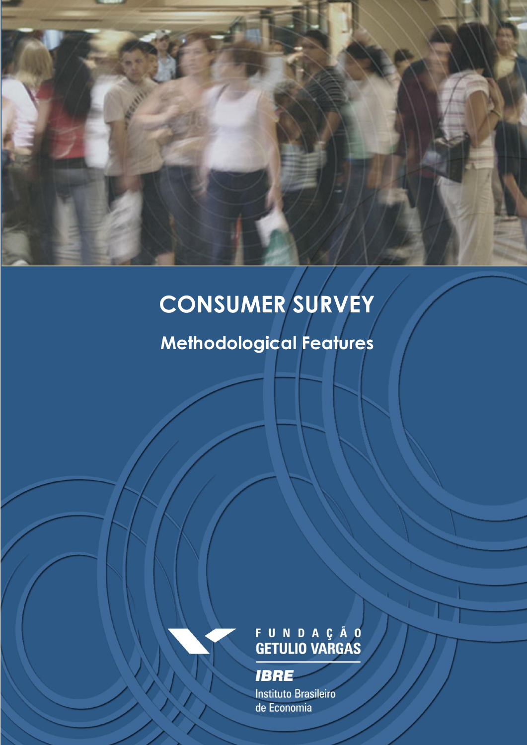# CONSUMER SURVEY

## Methodological Features

FUNDAÇÃO GETULIO VARGAS

IBRE

Instituto Brasileiro de Economia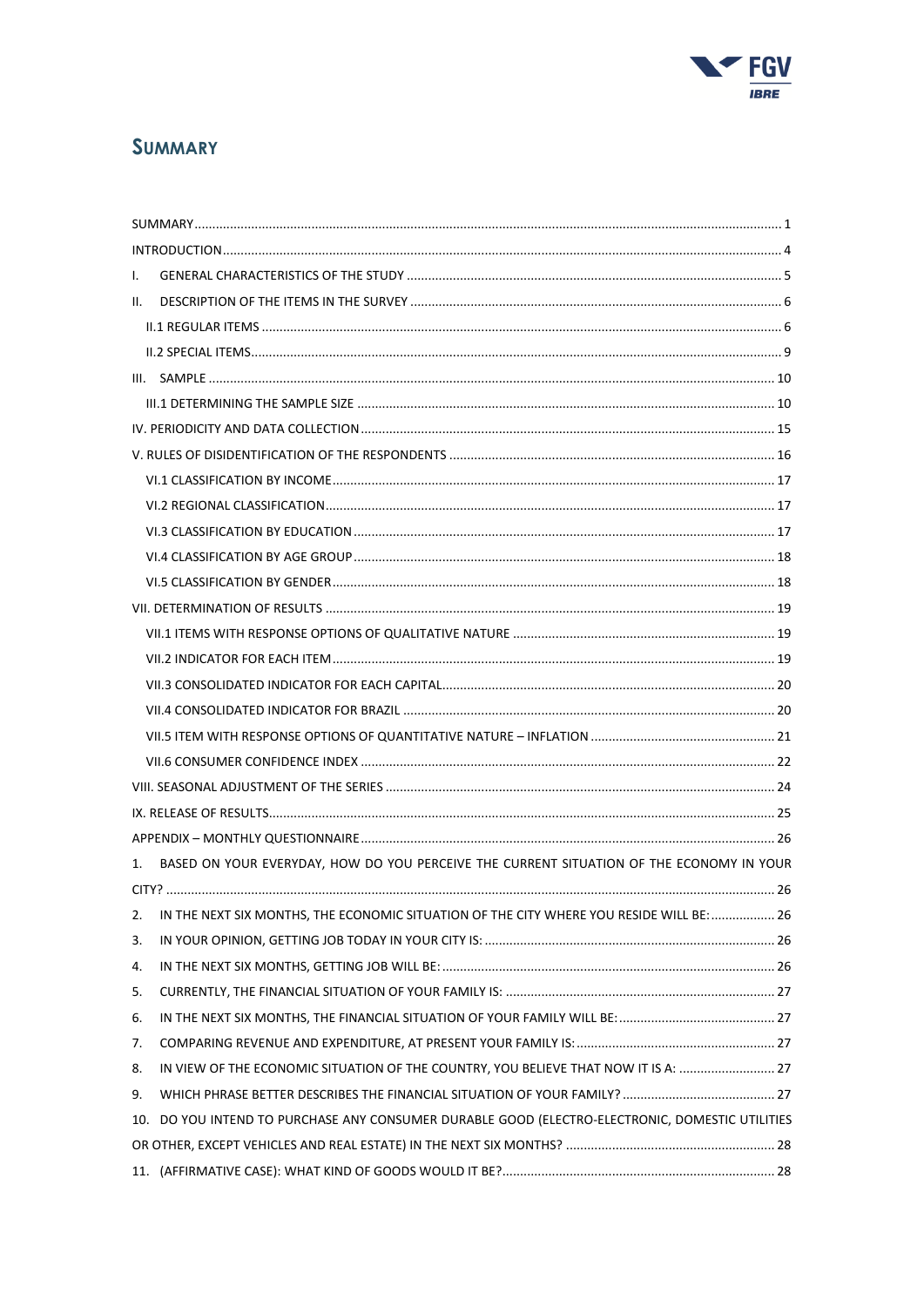# SUMMARY

SUMMARY ..... 1
INTRODUCTION ..... 4
I. GENERAL CHARACTERISTICS OF THE STUDY ..... 5
II. DESCRIPTION OF THE ITEMS IN THE SURVEY ..... 6
  II.1 REGULAR ITEMS ..... 6
  II.2 SPECIAL ITEMS ..... 9
III. SAMPLE ..... 10
  III.1 DETERMINING THE SAMPLE SIZE ..... 10
IV. PERIODICITY AND DATA COLLECTION ..... 15
V. RULES OF DISIDENTIFICATION OF THE RESPONDENTS ..... 16
  VI.1 CLASSIFICATION BY INCOME ..... 17
  VI.2 REGIONAL CLASSIFICATION ..... 17
  VI.3 CLASSIFICATION BY EDUCATION ..... 17
  VI.4 CLASSIFICATION BY AGE GROUP ..... 18
  VI.5 CLASSIFICATION BY GENDER ..... 18
VII. DETERMINATION OF RESULTS ..... 19
  VII.1 ITEMS WITH RESPONSE OPTIONS OF QUALITATIVE NATURE ..... 19
  VII.2 INDICATOR FOR EACH ITEM ..... 19
  VII.3 CONSOLIDATED INDICATOR FOR EACH CAPITAL ..... 20
  VII.4 CONSOLIDATED INDICATOR FOR BRAZIL ..... 20
  VII.5 ITEM WITH RESPONSE OPTIONS OF QUANTITATIVE NATURE – INFLATION ..... 21
  VII.6 CONSUMER CONFIDENCE INDEX ..... 22
VIII. SEASONAL ADJUSTMENT OF THE SERIES ..... 24
IX. RELEASE OF RESULTS ..... 25
APPENDIX – MONTHLY QUESTIONNAIRE ..... 26
1. BASED ON YOUR EVERYDAY, HOW DO YOU PERCEIVE THE CURRENT SITUATION OF THE ECONOMY IN YOUR CITY? ..... 26
2. IN THE NEXT SIX MONTHS, THE ECONOMIC SITUATION OF THE CITY WHERE YOU RESIDE WILL BE: ..... 26
3. IN YOUR OPINION, GETTING JOB TODAY IN YOUR CITY IS: ..... 26
4. IN THE NEXT SIX MONTHS, GETTING JOB WILL BE: ..... 26
5. CURRENTLY, THE FINANCIAL SITUATION OF YOUR FAMILY IS: ..... 27
6. IN THE NEXT SIX MONTHS, THE FINANCIAL SITUATION OF YOUR FAMILY WILL BE: ..... 27
7. COMPARING REVENUE AND EXPENDITURE, AT PRESENT YOUR FAMILY IS: ..... 27
8. IN VIEW OF THE ECONOMIC SITUATION OF THE COUNTRY, YOU BELIEVE THAT NOW IT IS A: ..... 27
9. WHICH PHRASE BETTER DESCRIBES THE FINANCIAL SITUATION OF YOUR FAMILY? ..... 27
10. DO YOU INTEND TO PURCHASE ANY CONSUMER DURABLE GOOD (ELECTRO-ELECTRONIC, DOMESTIC UTILITIES OR OTHER, EXCEPT VEHICLES AND REAL ESTATE) IN THE NEXT SIX MONTHS? ..... 28
11. (AFFIRMATIVE CASE): WHAT KIND OF GOODS WOULD IT BE? ..... 28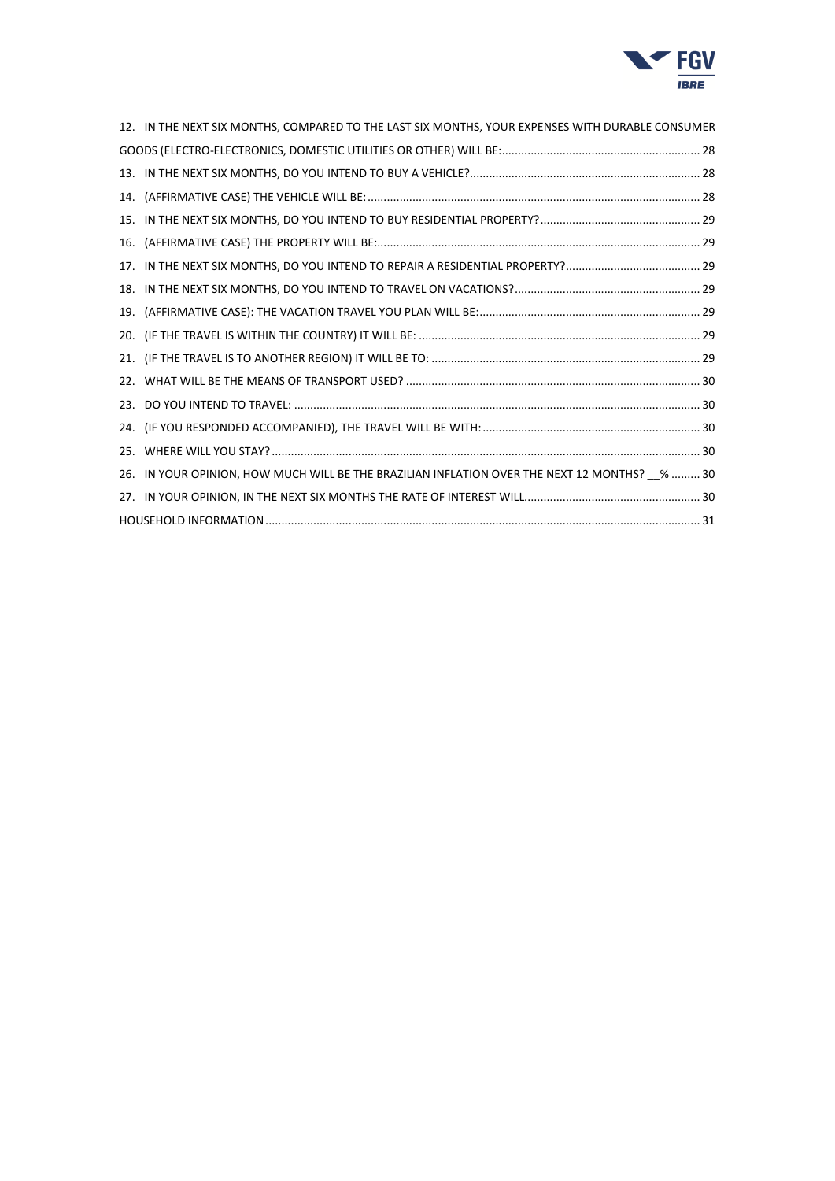12. IN THE NEXT SIX MONTHS, COMPARED TO THE LAST SIX MONTHS, YOUR EXPENSES WITH DURABLE CONSUMER GOODS (ELECTRO-ELECTRONICS, DOMESTIC UTILITIES OR OTHER) WILL BE: ... 28
13. IN THE NEXT SIX MONTHS, DO YOU INTEND TO BUY A VEHICLE? ... 28
14. (AFFIRMATIVE CASE) THE VEHICLE WILL BE: ... 28
15. IN THE NEXT SIX MONTHS, DO YOU INTEND TO BUY RESIDENTIAL PROPERTY? ... 29
16. (AFFIRMATIVE CASE) THE PROPERTY WILL BE: ... 29
17. IN THE NEXT SIX MONTHS, DO YOU INTEND TO REPAIR A RESIDENTIAL PROPERTY? ... 29
18. IN THE NEXT SIX MONTHS, DO YOU INTEND TO TRAVEL ON VACATIONS? ... 29
19. (AFFIRMATIVE CASE): THE VACATION TRAVEL YOU PLAN WILL BE: ... 29
20. (IF THE TRAVEL IS WITHIN THE COUNTRY) IT WILL BE: ... 29
21. (IF THE TRAVEL IS TO ANOTHER REGION) IT WILL BE TO: ... 29
22. WHAT WILL BE THE MEANS OF TRANSPORT USED? ... 30
23. DO YOU INTEND TO TRAVEL: ... 30
24. (IF YOU RESPONDED ACCOMPANIED), THE TRAVEL WILL BE WITH: ... 30
25. WHERE WILL YOU STAY? ... 30
26. IN YOUR OPINION, HOW MUCH WILL BE THE BRAZILIAN INFLATION OVER THE NEXT 12 MONTHS? __% ... 30
27. IN YOUR OPINION, IN THE NEXT SIX MONTHS THE RATE OF INTEREST WILL ... 30

HOUSEHOLD INFORMATION ... 31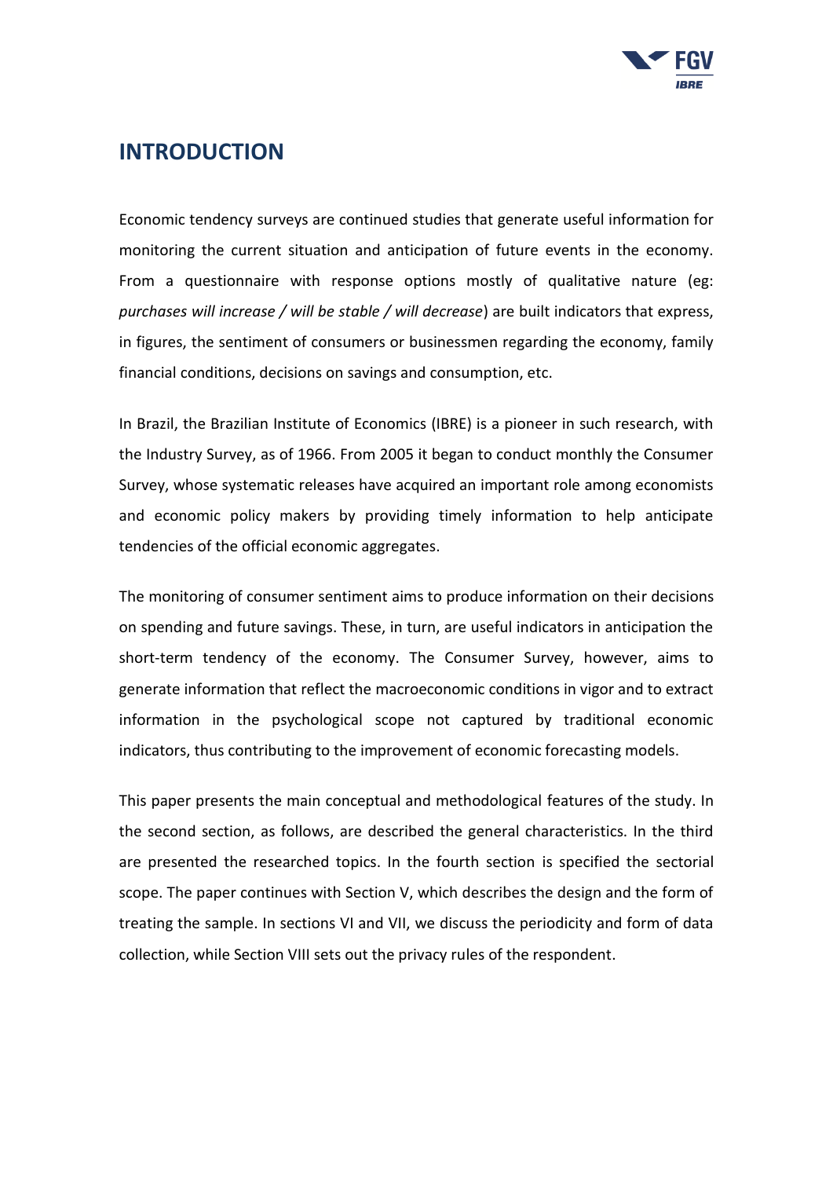# INTRODUCTION

Economic tendency surveys are continued studies that generate useful information for monitoring the current situation and anticipation of future events in the economy. From a questionnaire with response options mostly of qualitative nature (eg: *purchases will increase / will be stable / will decrease*) are built indicators that express, in figures, the sentiment of consumers or businessmen regarding the economy, family financial conditions, decisions on savings and consumption, etc.

In Brazil, the Brazilian Institute of Economics (IBRE) is a pioneer in such research, with the Industry Survey, as of 1966. From 2005 it began to conduct monthly the Consumer Survey, whose systematic releases have acquired an important role among economists and economic policy makers by providing timely information to help anticipate tendencies of the official economic aggregates.

The monitoring of consumer sentiment aims to produce information on their decisions on spending and future savings. These, in turn, are useful indicators in anticipation the short-term tendency of the economy. The Consumer Survey, however, aims to generate information that reflect the macroeconomic conditions in vigor and to extract information in the psychological scope not captured by traditional economic indicators, thus contributing to the improvement of economic forecasting models.

This paper presents the main conceptual and methodological features of the study. In the second section, as follows, are described the general characteristics. In the third are presented the researched topics. In the fourth section is specified the sectorial scope. The paper continues with Section V, which describes the design and the form of treating the sample. In sections VI and VII, we discuss the periodicity and form of data collection, while Section VIII sets out the privacy rules of the respondent.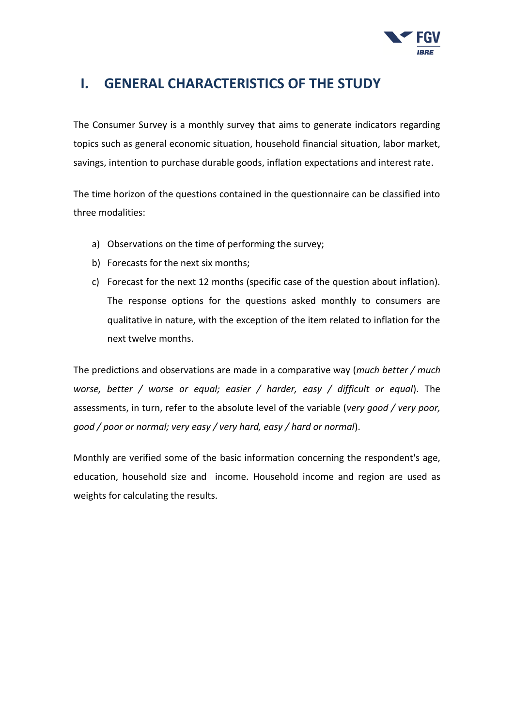# I. GENERAL CHARACTERISTICS OF THE STUDY

The Consumer Survey is a monthly survey that aims to generate indicators regarding topics such as general economic situation, household financial situation, labor market, savings, intention to purchase durable goods, inflation expectations and interest rate.

The time horizon of the questions contained in the questionnaire can be classified into three modalities:

a) Observations on the time of performing the survey;
b) Forecasts for the next six months;
c) Forecast for the next 12 months (specific case of the question about inflation). The response options for the questions asked monthly to consumers are qualitative in nature, with the exception of the item related to inflation for the next twelve months.

The predictions and observations are made in a comparative way (*much better / much worse, better / worse or equal; easier / harder, easy / difficult or equal*). The assessments, in turn, refer to the absolute level of the variable (*very good / very poor, good / poor or normal; very easy / very hard, easy / hard or normal*).

Monthly are verified some of the basic information concerning the respondent's age, education, household size and income. Household income and region are used as weights for calculating the results.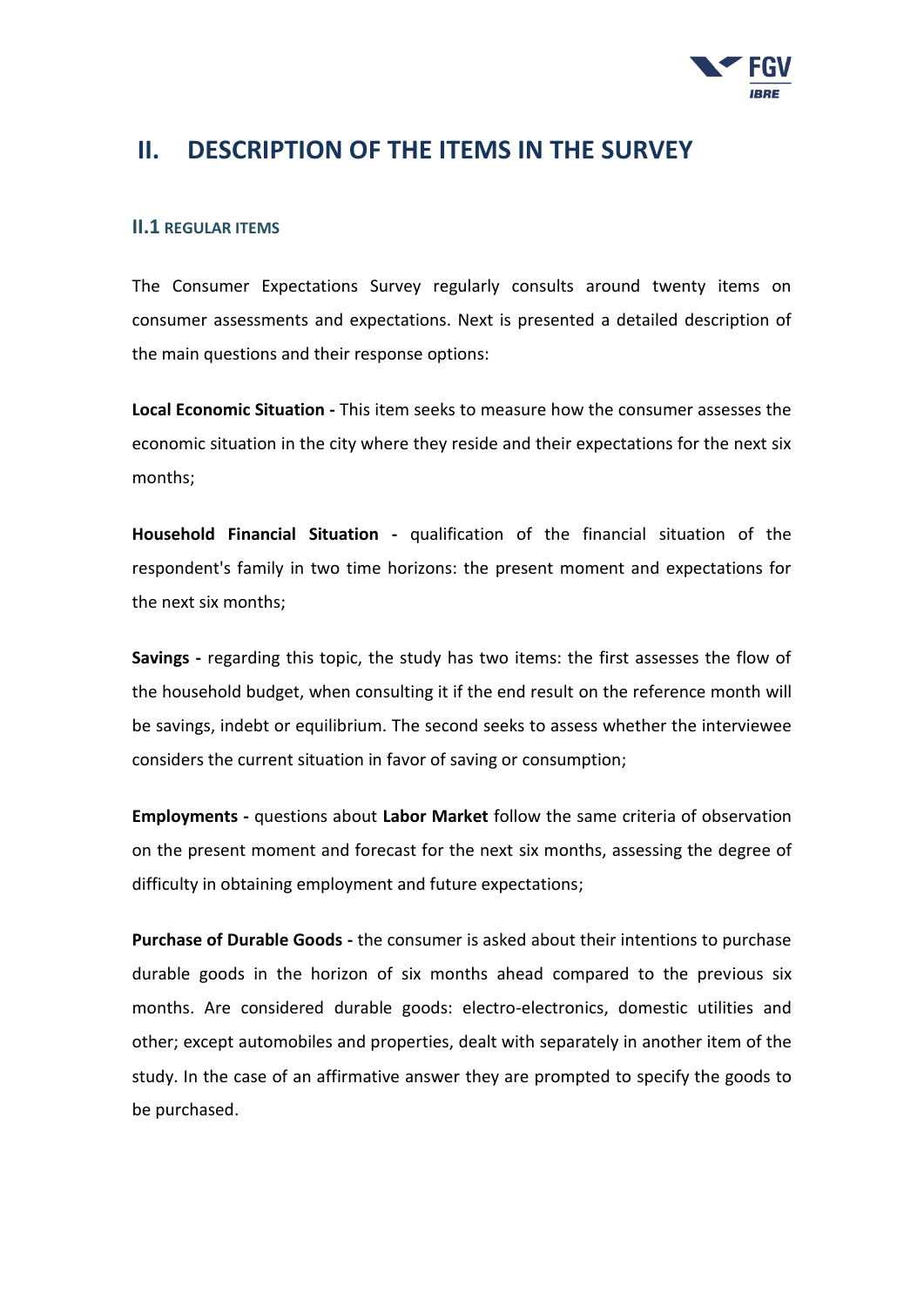# II. DESCRIPTION OF THE ITEMS IN THE SURVEY

## II.1 REGULAR ITEMS

The Consumer Expectations Survey regularly consults around twenty items on consumer assessments and expectations. Next is presented a detailed description of the main questions and their response options:

**Local Economic Situation -** This item seeks to measure how the consumer assesses the economic situation in the city where they reside and their expectations for the next six months;

**Household Financial Situation -** qualification of the financial situation of the respondent's family in two time horizons: the present moment and expectations for the next six months;

**Savings -** regarding this topic, the study has two items: the first assesses the flow of the household budget, when consulting it if the end result on the reference month will be savings, indebt or equilibrium. The second seeks to assess whether the interviewee considers the current situation in favor of saving or consumption;

**Employments -** questions about **Labor Market** follow the same criteria of observation on the present moment and forecast for the next six months, assessing the degree of difficulty in obtaining employment and future expectations;

**Purchase of Durable Goods -** the consumer is asked about their intentions to purchase durable goods in the horizon of six months ahead compared to the previous six months. Are considered durable goods: electro-electronics, domestic utilities and other; except automobiles and properties, dealt with separately in another item of the study. In the case of an affirmative answer they are prompted to specify the goods to be purchased.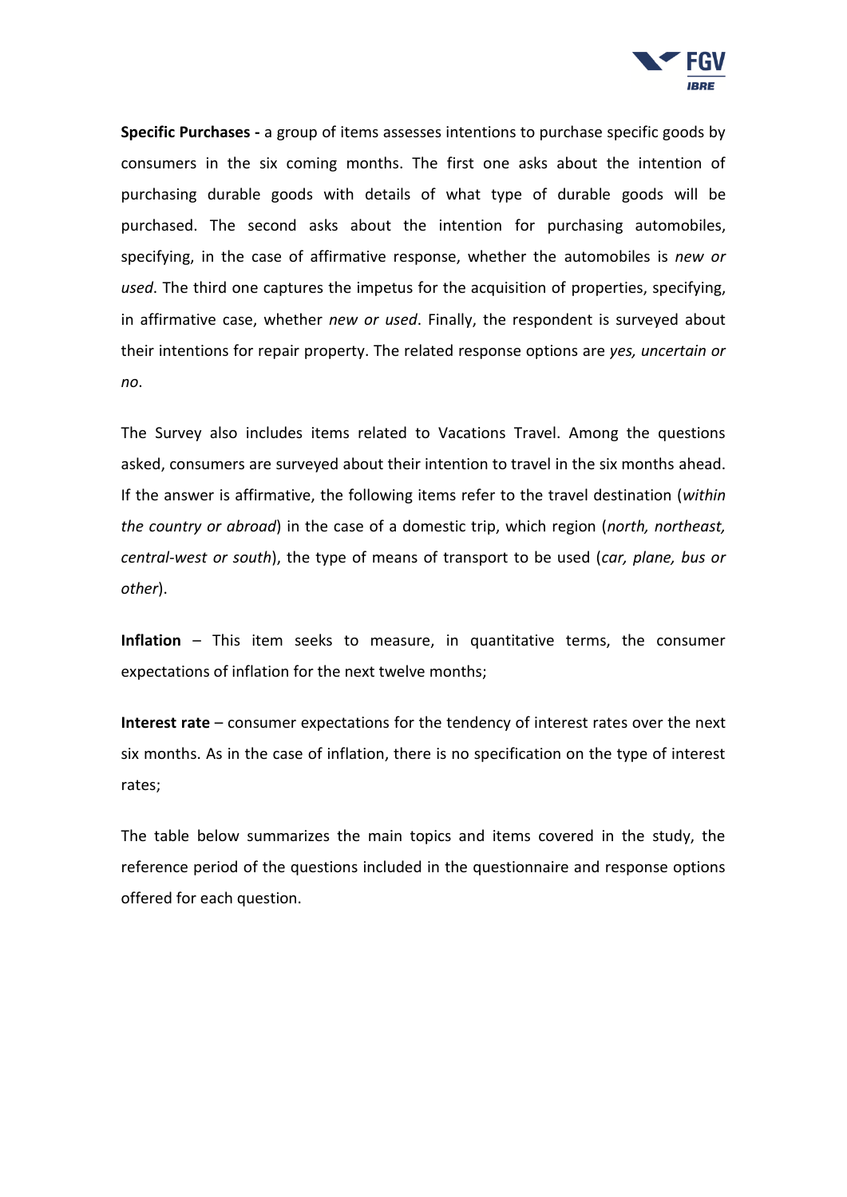**Specific Purchases -** a group of items assesses intentions to purchase specific goods by consumers in the six coming months. The first one asks about the intention of purchasing durable goods with details of what type of durable goods will be purchased. The second asks about the intention for purchasing automobiles, specifying, in the case of affirmative response, whether the automobiles is *new or used*. The third one captures the impetus for the acquisition of properties, specifying, in affirmative case, whether *new or used*. Finally, the respondent is surveyed about their intentions for repair property. The related response options are *yes, uncertain or no*.

The Survey also includes items related to Vacations Travel. Among the questions asked, consumers are surveyed about their intention to travel in the six months ahead. If the answer is affirmative, the following items refer to the travel destination (*within the country or abroad*) in the case of a domestic trip, which region (*north, northeast, central-west or south*), the type of means of transport to be used (*car, plane, bus or other*).

**Inflation** – This item seeks to measure, in quantitative terms, the consumer expectations of inflation for the next twelve months;

**Interest rate** – consumer expectations for the tendency of interest rates over the next six months. As in the case of inflation, there is no specification on the type of interest rates;

The table below summarizes the main topics and items covered in the study, the reference period of the questions included in the questionnaire and response options offered for each question.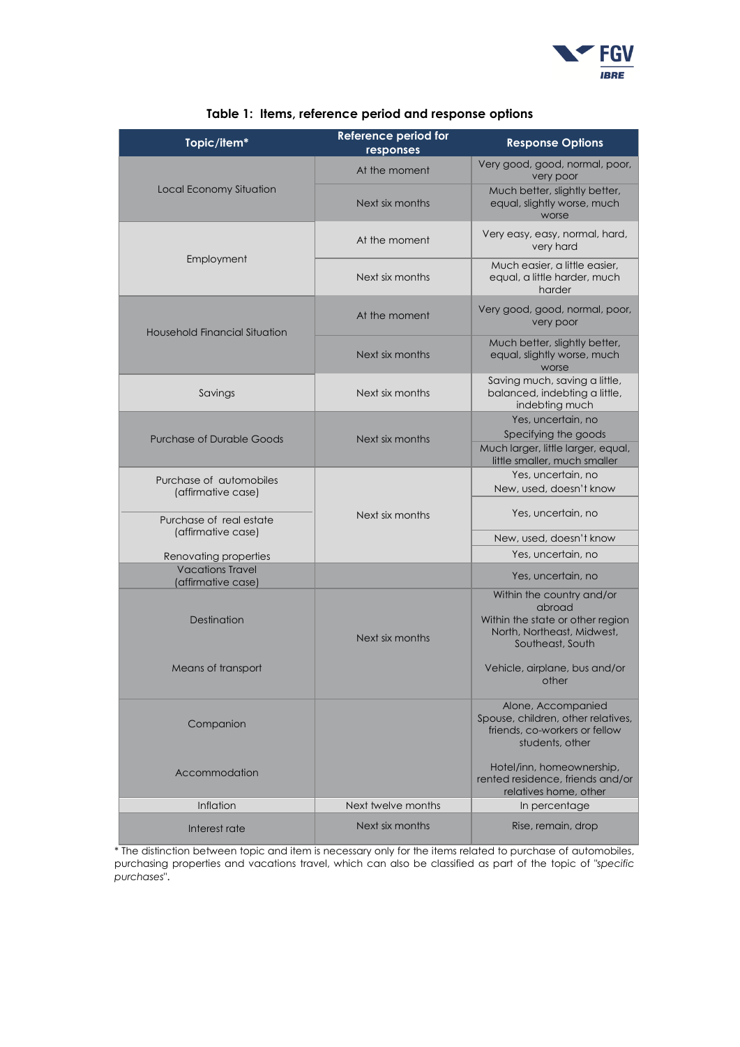**Table 1: Items, reference period and response options**

| Topic/item* | Reference period for responses | Response Options |
|---|---|---|
| Local Economy Situation | At the moment | Very good, good, normal, poor, very poor |
| | Next six months | Much better, slightly better, equal, slightly worse, much worse |
| Employment | At the moment | Very easy, easy, normal, hard, very hard |
| | Next six months | Much easier, a little easier, equal, a little harder, much harder |
| Household Financial Situation | At the moment | Very good, good, normal, poor, very poor |
| | Next six months | Much better, slightly better, equal, slightly worse, much worse |
| Savings | Next six months | Saving much, saving a little, balanced, indebting a little, indebting much |
| Purchase of Durable Goods | Next six months | Yes, uncertain, no |
| | | Specifying the goods |
| | | Much larger, little larger, equal, little smaller, much smaller |
| Purchase of automobiles (affirmative case) | Next six months | Yes, uncertain, no |
| | | New, used, doesn't know |
| Purchase of real estate (affirmative case) | | Yes, uncertain, no |
| | | New, used, doesn't know |
| Renovating properties | | Yes, uncertain, no |
| Vacations Travel (affirmative case) | | Yes, uncertain, no |
| Destination | Next six months | Within the country and/or abroad<br>Within the state or other region<br>North, Northeast, Midwest, Southeast, South |
| Means of transport | | Vehicle, airplane, bus and/or other |
| Companion | | Alone, Accompanied<br>Spouse, children, other relatives, friends, co-workers or fellow students, other |
| Accommodation | | Hotel/inn, homeownership, rented residence, friends and/or relatives home, other |
| Inflation | Next twelve months | In percentage |
| Interest rate | Next six months | Rise, remain, drop |

* The distinction between topic and item is necessary only for the items related to purchase of automobiles, purchasing properties and vacations travel, which can also be classified as part of the topic of "*specific purchases*".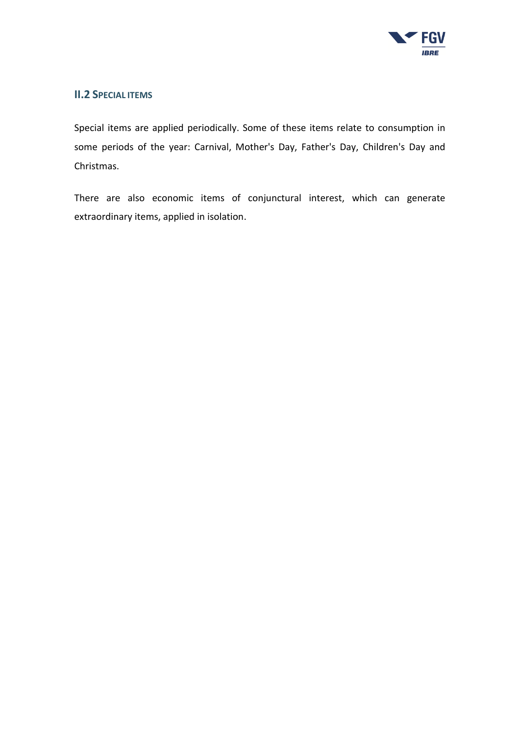## II.2 Special items

Special items are applied periodically. Some of these items relate to consumption in some periods of the year: Carnival, Mother's Day, Father's Day, Children's Day and Christmas.

There are also economic items of conjunctural interest, which can generate extraordinary items, applied in isolation.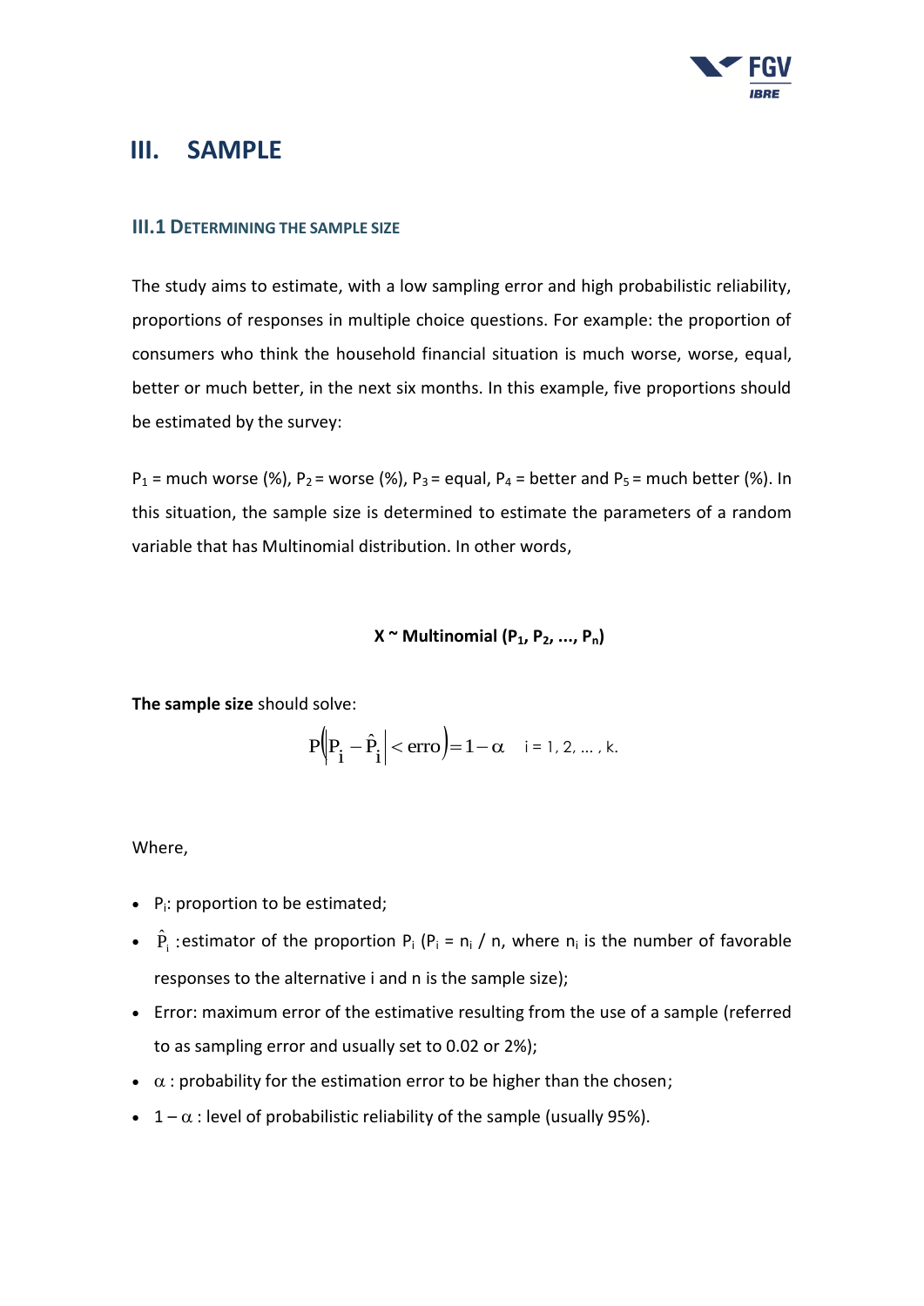## III. SAMPLE

### III.1 Determining the Sample Size

The study aims to estimate, with a low sampling error and high probabilistic reliability, proportions of responses in multiple choice questions. For example: the proportion of consumers who think the household financial situation is much worse, worse, equal, better or much better, in the next six months. In this example, five proportions should be estimated by the survey:

$P_1$ = much worse (%), $P_2$ = worse (%), $P_3$ = equal, $P_4$ = better and $P_5$ = much better (%). In this situation, the sample size is determined to estimate the parameters of a random variable that has Multinomial distribution. In other words,

$$X \sim \textbf{Multinomial}\ (P_1, P_2, ..., P_n)$$

**The sample size** should solve:

$$P\left(\left|P_i - \hat{P}_i\right| < \text{erro}\right) = 1 - \alpha \quad i = 1, 2, ..., k.$$

Where,

- $P_i$: proportion to be estimated;
- $\hat{P}_i$ :estimator of the proportion $P_i$ ($P_i = n_i / n$, where $n_i$ is the number of favorable responses to the alternative i and n is the sample size);
- Error: maximum error of the estimative resulting from the use of a sample (referred to as sampling error and usually set to 0.02 or 2%);
- $\alpha$ : probability for the estimation error to be higher than the chosen;
- $1 - \alpha$ : level of probabilistic reliability of the sample (usually 95%).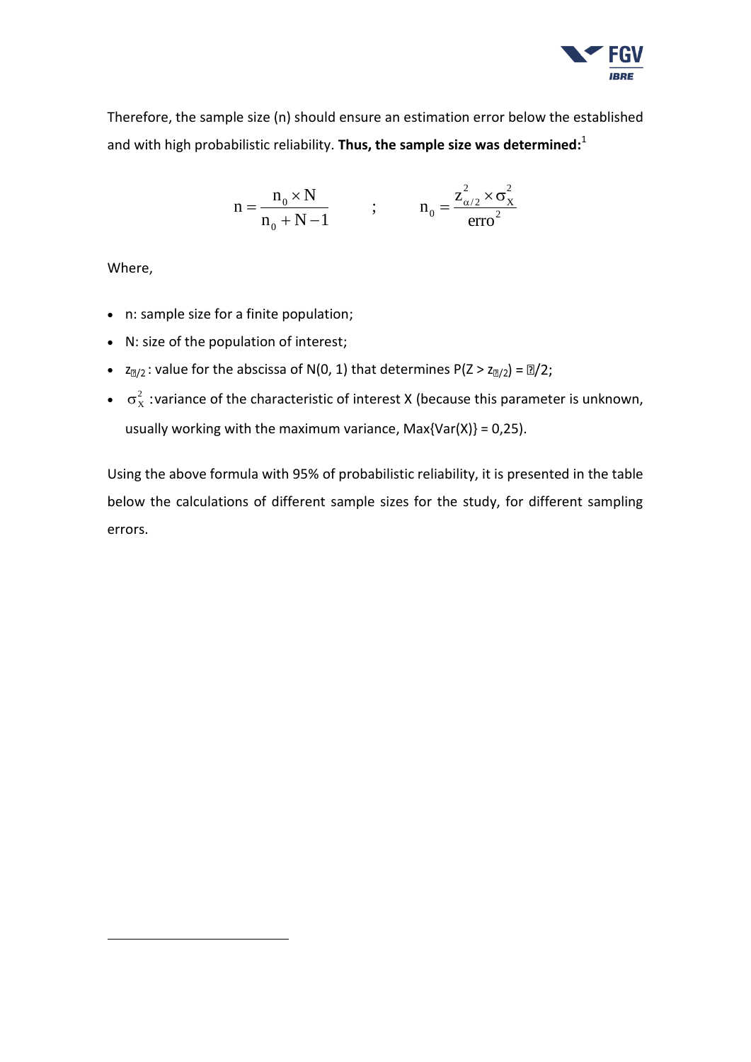Therefore, the sample size (n) should ensure an estimation error below the established and with high probabilistic reliability. **Thus, the sample size was determined:**[1]

$$n = \frac{n_0 \times N}{n_0 + N - 1} \qquad ; \qquad n_0 = \frac{z_{\alpha/2}^2 \times \sigma_X^2}{erro^2}$$

Where,

- n: sample size for a finite population;
- N: size of the population of interest;
- $z_{\alpha/2}$ : value for the abscissa of N(0, 1) that determines $P(Z > z_{\alpha/2}) = \alpha/2$;
- $\sigma_X^2$ :variance of the characteristic of interest X (because this parameter is unknown, usually working with the maximum variance, Max{Var(X)} = 0,25).

Using the above formula with 95% of probabilistic reliability, it is presented in the table below the calculations of different sample sizes for the study, for different sampling errors.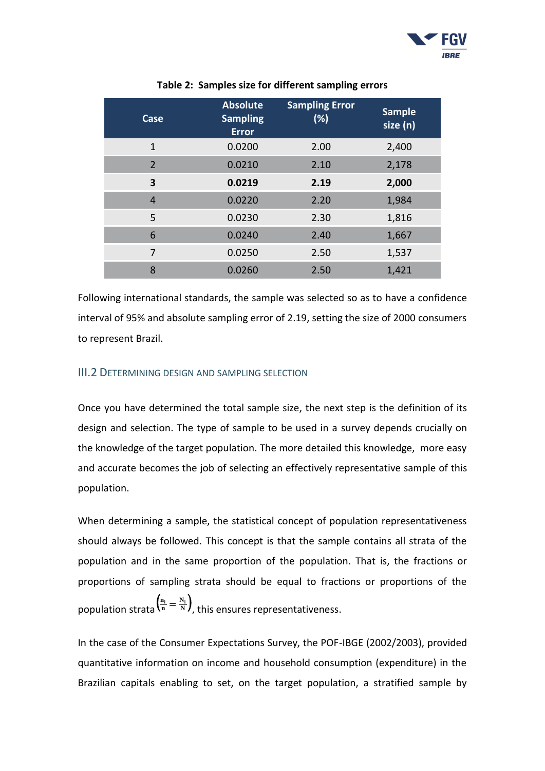**Table 2: Samples size for different sampling errors**

| Case | Absolute Sampling Error | Sampling Error (%) | Sample size (n) |
|---|---|---|---|
| 1 | 0.0200 | 2.00 | 2,400 |
| 2 | 0.0210 | 2.10 | 2,178 |
| **3** | **0.0219** | **2.19** | **2,000** |
| 4 | 0.0220 | 2.20 | 1,984 |
| 5 | 0.0230 | 2.30 | 1,816 |
| 6 | 0.0240 | 2.40 | 1,667 |
| 7 | 0.0250 | 2.50 | 1,537 |
| 8 | 0.0260 | 2.50 | 1,421 |

Following international standards, the sample was selected so as to have a confidence interval of 95% and absolute sampling error of 2.19, setting the size of 2000 consumers to represent Brazil.

### III.2 Determining design and sampling selection

Once you have determined the total sample size, the next step is the definition of its design and selection. The type of sample to be used in a survey depends crucially on the knowledge of the target population. The more detailed this knowledge, more easy and accurate becomes the job of selecting an effectively representative sample of this population.

When determining a sample, the statistical concept of population representativeness should always be followed. This concept is that the sample contains all strata of the population and in the same proportion of the population. That is, the fractions or proportions of sampling strata should be equal to fractions or proportions of the population strata $\left(\frac{n_i}{n} = \frac{N_i}{N}\right)$, this ensures representativeness.

In the case of the Consumer Expectations Survey, the POF-IBGE (2002/2003), provided quantitative information on income and household consumption (expenditure) in the Brazilian capitals enabling to set, on the target population, a stratified sample by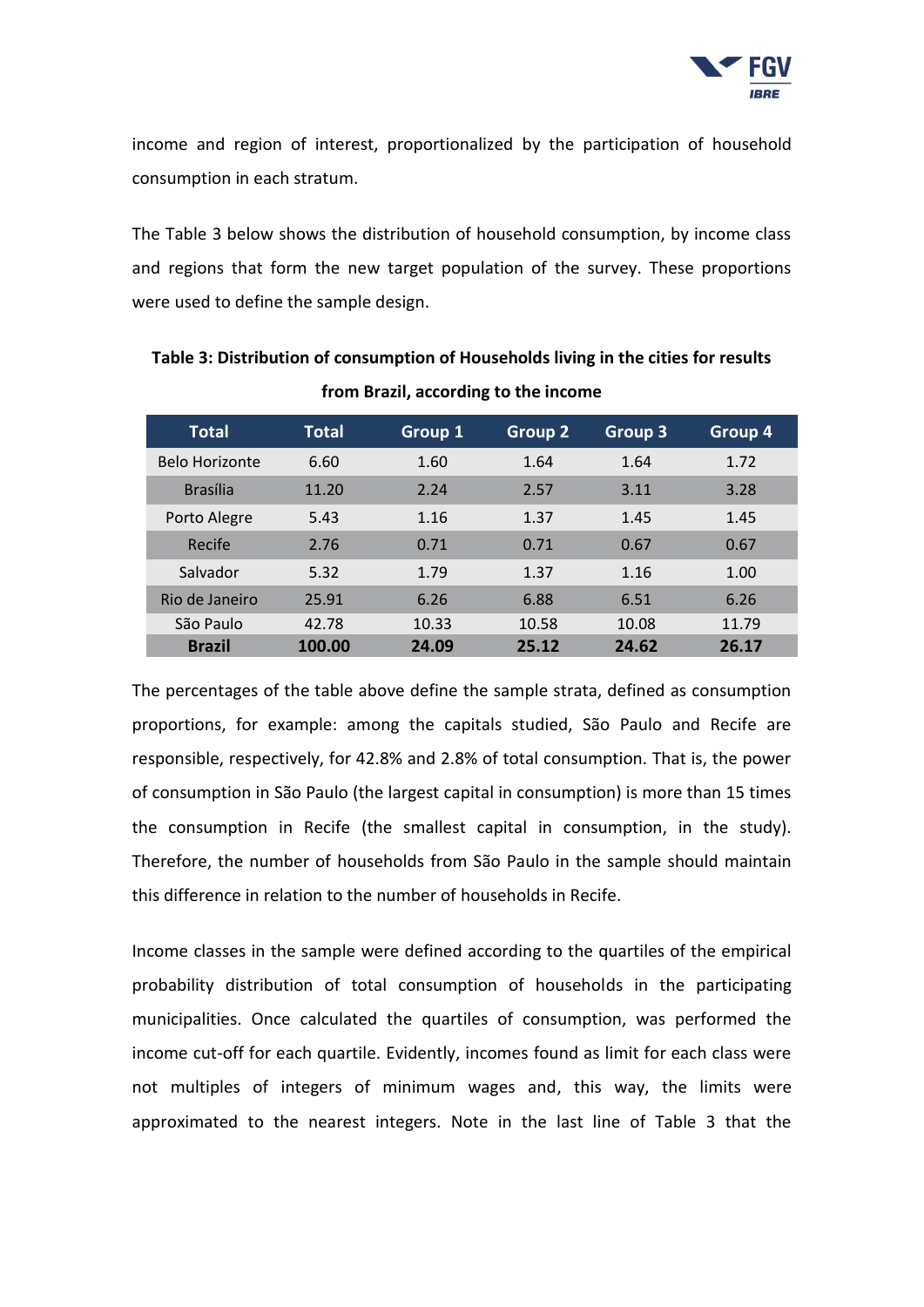income and region of interest, proportionalized by the participation of household consumption in each stratum.

The Table 3 below shows the distribution of household consumption, by income class and regions that form the new target population of the survey. These proportions were used to define the sample design.

**Table 3: Distribution of consumption of Households living in the cities for results from Brazil, according to the income**

| Total | Total | Group 1 | Group 2 | Group 3 | Group 4 |
|---|---|---|---|---|---|
| Belo Horizonte | 6.60 | 1.60 | 1.64 | 1.64 | 1.72 |
| Brasília | 11.20 | 2.24 | 2.57 | 3.11 | 3.28 |
| Porto Alegre | 5.43 | 1.16 | 1.37 | 1.45 | 1.45 |
| Recife | 2.76 | 0.71 | 0.71 | 0.67 | 0.67 |
| Salvador | 5.32 | 1.79 | 1.37 | 1.16 | 1.00 |
| Rio de Janeiro | 25.91 | 6.26 | 6.88 | 6.51 | 6.26 |
| São Paulo | 42.78 | 10.33 | 10.58 | 10.08 | 11.79 |
| **Brazil** | **100.00** | **24.09** | **25.12** | **24.62** | **26.17** |

The percentages of the table above define the sample strata, defined as consumption proportions, for example: among the capitals studied, São Paulo and Recife are responsible, respectively, for 42.8% and 2.8% of total consumption. That is, the power of consumption in São Paulo (the largest capital in consumption) is more than 15 times the consumption in Recife (the smallest capital in consumption, in the study). Therefore, the number of households from São Paulo in the sample should maintain this difference in relation to the number of households in Recife.

Income classes in the sample were defined according to the quartiles of the empirical probability distribution of total consumption of households in the participating municipalities. Once calculated the quartiles of consumption, was performed the income cut-off for each quartile. Evidently, incomes found as limit for each class were not multiples of integers of minimum wages and, this way, the limits were approximated to the nearest integers. Note in the last line of Table 3 that the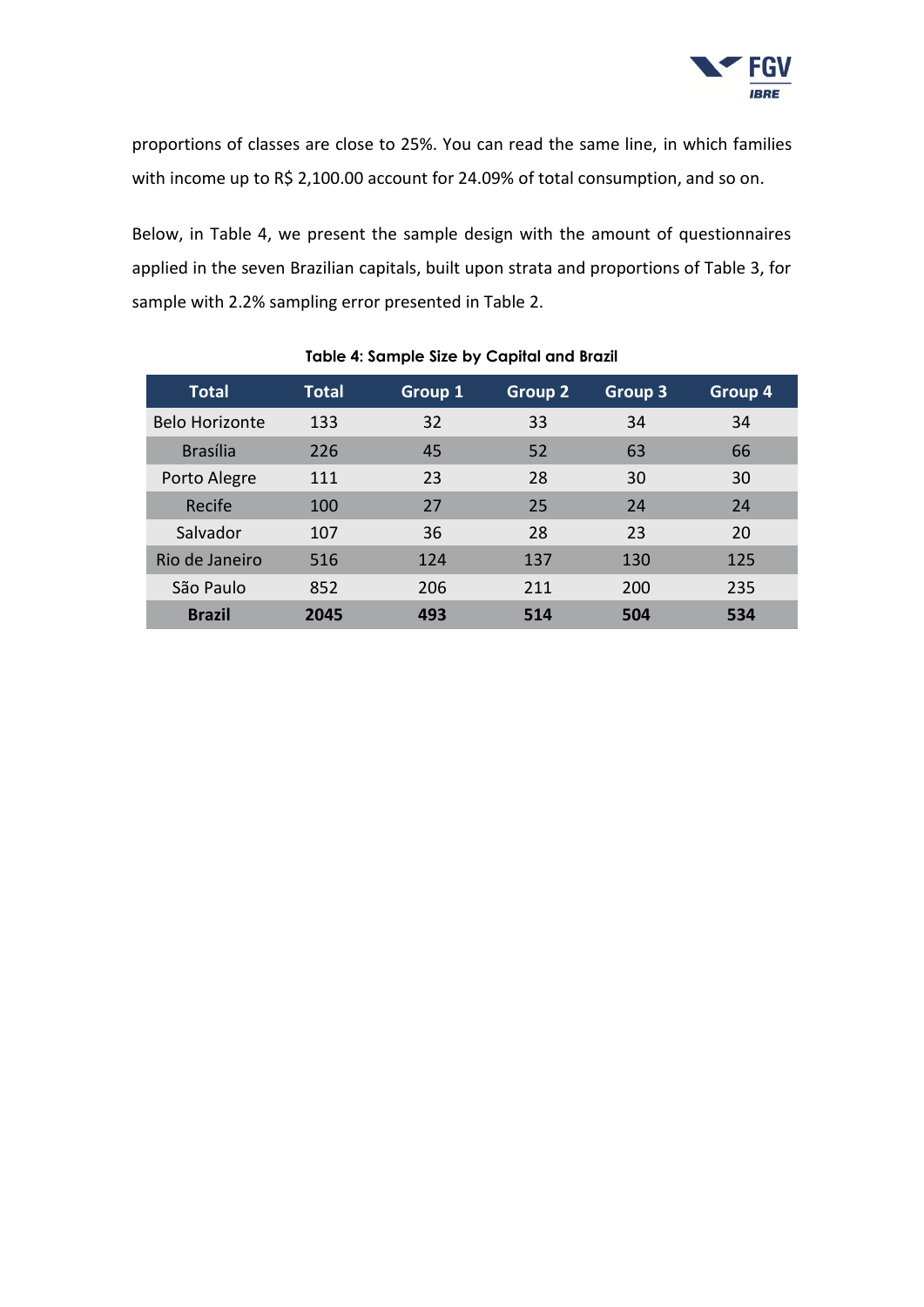proportions of classes are close to 25%. You can read the same line, in which families with income up to R$ 2,100.00 account for 24.09% of total consumption, and so on.

Below, in Table 4, we present the sample design with the amount of questionnaires applied in the seven Brazilian capitals, built upon strata and proportions of Table 3, for sample with 2.2% sampling error presented in Table 2.

**Table 4: Sample Size by Capital and Brazil**

| Total | Total | Group 1 | Group 2 | Group 3 | Group 4 |
|---|---|---|---|---|---|
| Belo Horizonte | 133 | 32 | 33 | 34 | 34 |
| Brasília | 226 | 45 | 52 | 63 | 66 |
| Porto Alegre | 111 | 23 | 28 | 30 | 30 |
| Recife | 100 | 27 | 25 | 24 | 24 |
| Salvador | 107 | 36 | 28 | 23 | 20 |
| Rio de Janeiro | 516 | 124 | 137 | 130 | 125 |
| São Paulo | 852 | 206 | 211 | 200 | 235 |
| **Brazil** | **2045** | **493** | **514** | **504** | **534** |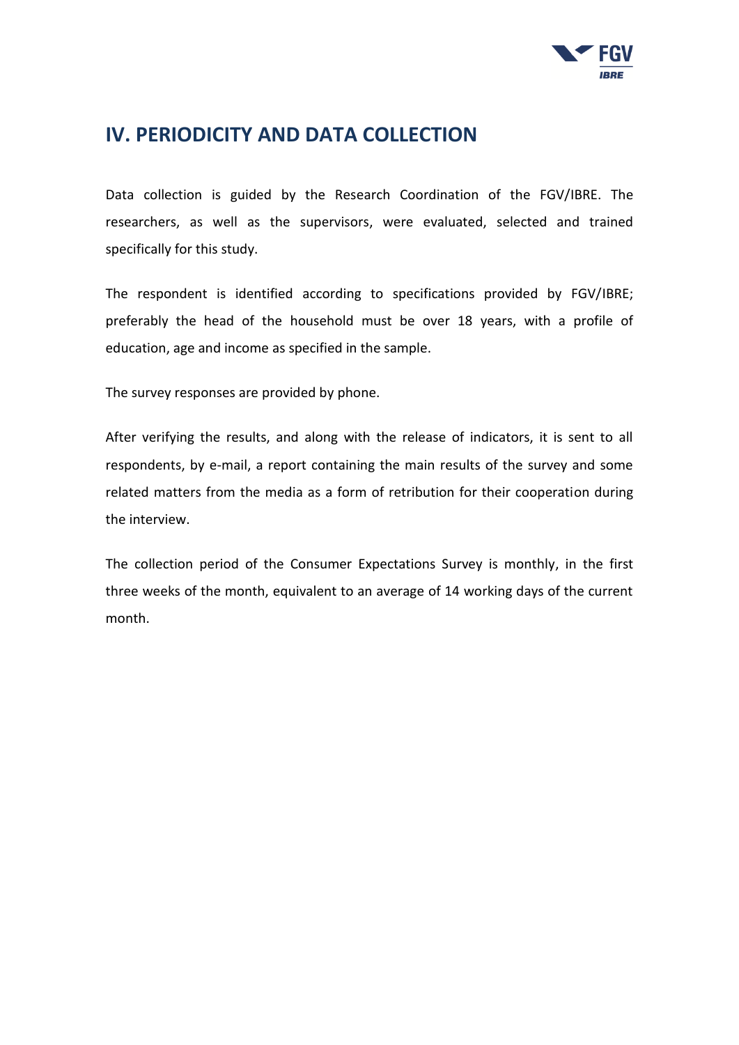# IV. PERIODICITY AND DATA COLLECTION

Data collection is guided by the Research Coordination of the FGV/IBRE. The researchers, as well as the supervisors, were evaluated, selected and trained specifically for this study.

The respondent is identified according to specifications provided by FGV/IBRE; preferably the head of the household must be over 18 years, with a profile of education, age and income as specified in the sample.

The survey responses are provided by phone.

After verifying the results, and along with the release of indicators, it is sent to all respondents, by e-mail, a report containing the main results of the survey and some related matters from the media as a form of retribution for their cooperation during the interview.

The collection period of the Consumer Expectations Survey is monthly, in the first three weeks of the month, equivalent to an average of 14 working days of the current month.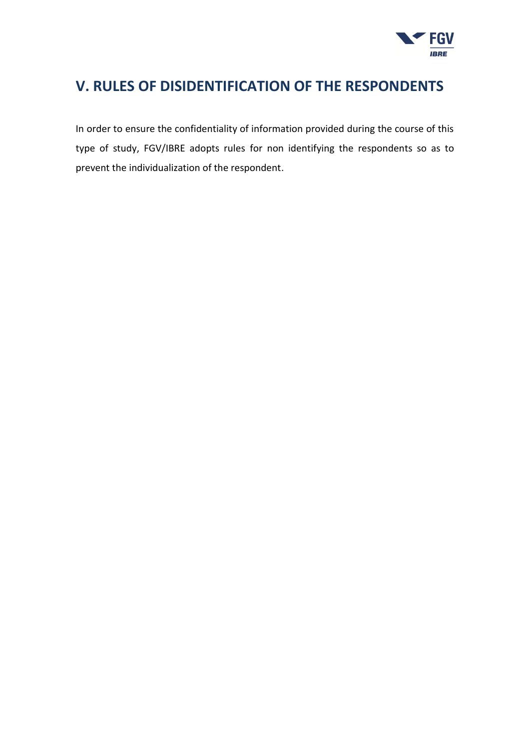## V. RULES OF DISIDENTIFICATION OF THE RESPONDENTS

In order to ensure the confidentiality of information provided during the course of this type of study, FGV/IBRE adopts rules for non identifying the respondents so as to prevent the individualization of the respondent.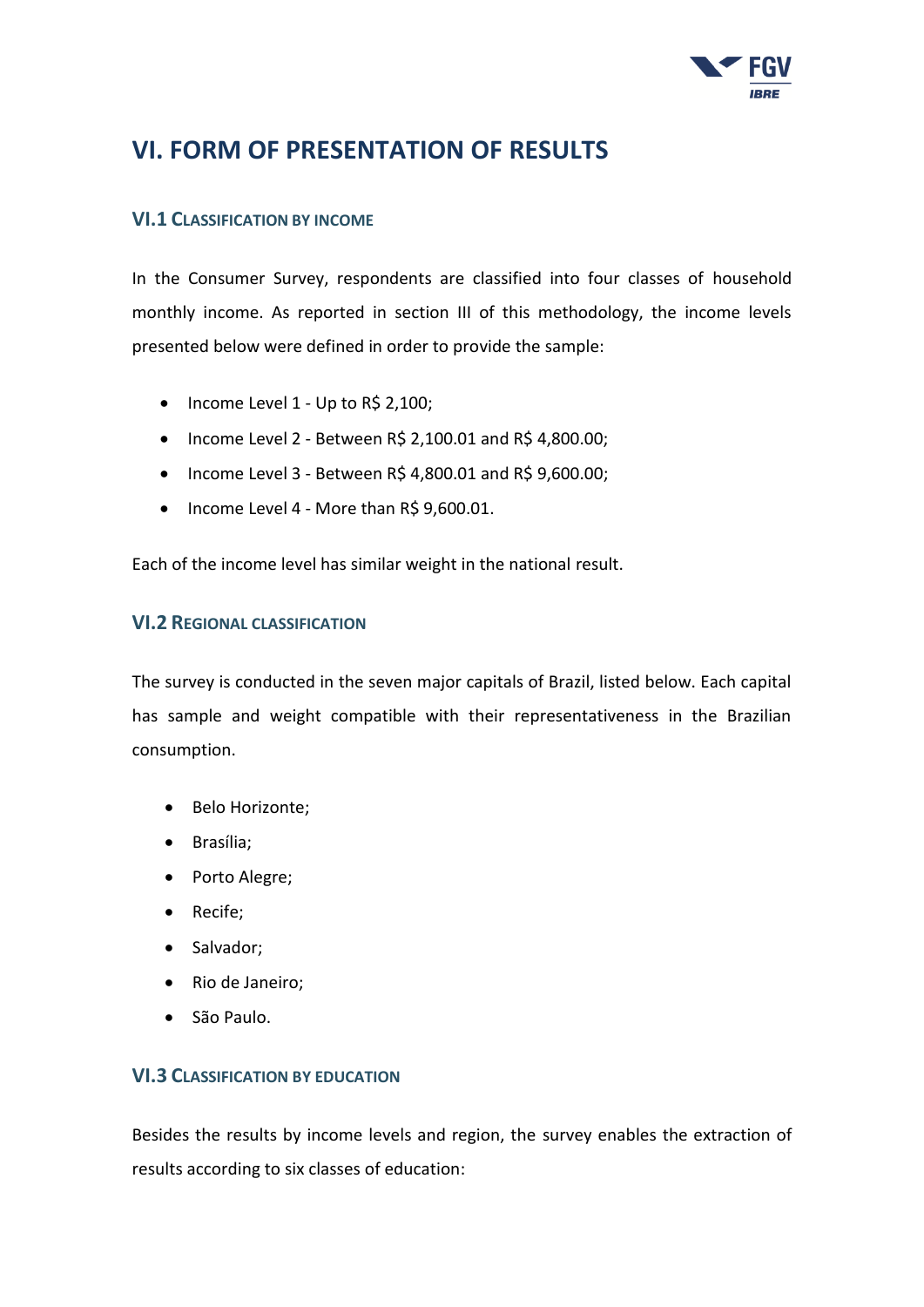# VI. FORM OF PRESENTATION OF RESULTS

## VI.1 Classification by Income

In the Consumer Survey, respondents are classified into four classes of household monthly income. As reported in section III of this methodology, the income levels presented below were defined in order to provide the sample:

- Income Level 1 - Up to R$ 2,100;
- Income Level 2 - Between R$ 2,100.01 and R$ 4,800.00;
- Income Level 3 - Between R$ 4,800.01 and R$ 9,600.00;
- Income Level 4 - More than R$ 9,600.01.

Each of the income level has similar weight in the national result.

## VI.2 Regional classification

The survey is conducted in the seven major capitals of Brazil, listed below. Each capital has sample and weight compatible with their representativeness in the Brazilian consumption.

- Belo Horizonte;
- Brasília;
- Porto Alegre;
- Recife;
- Salvador;
- Rio de Janeiro;
- São Paulo.

## VI.3 Classification by Education

Besides the results by income levels and region, the survey enables the extraction of results according to six classes of education: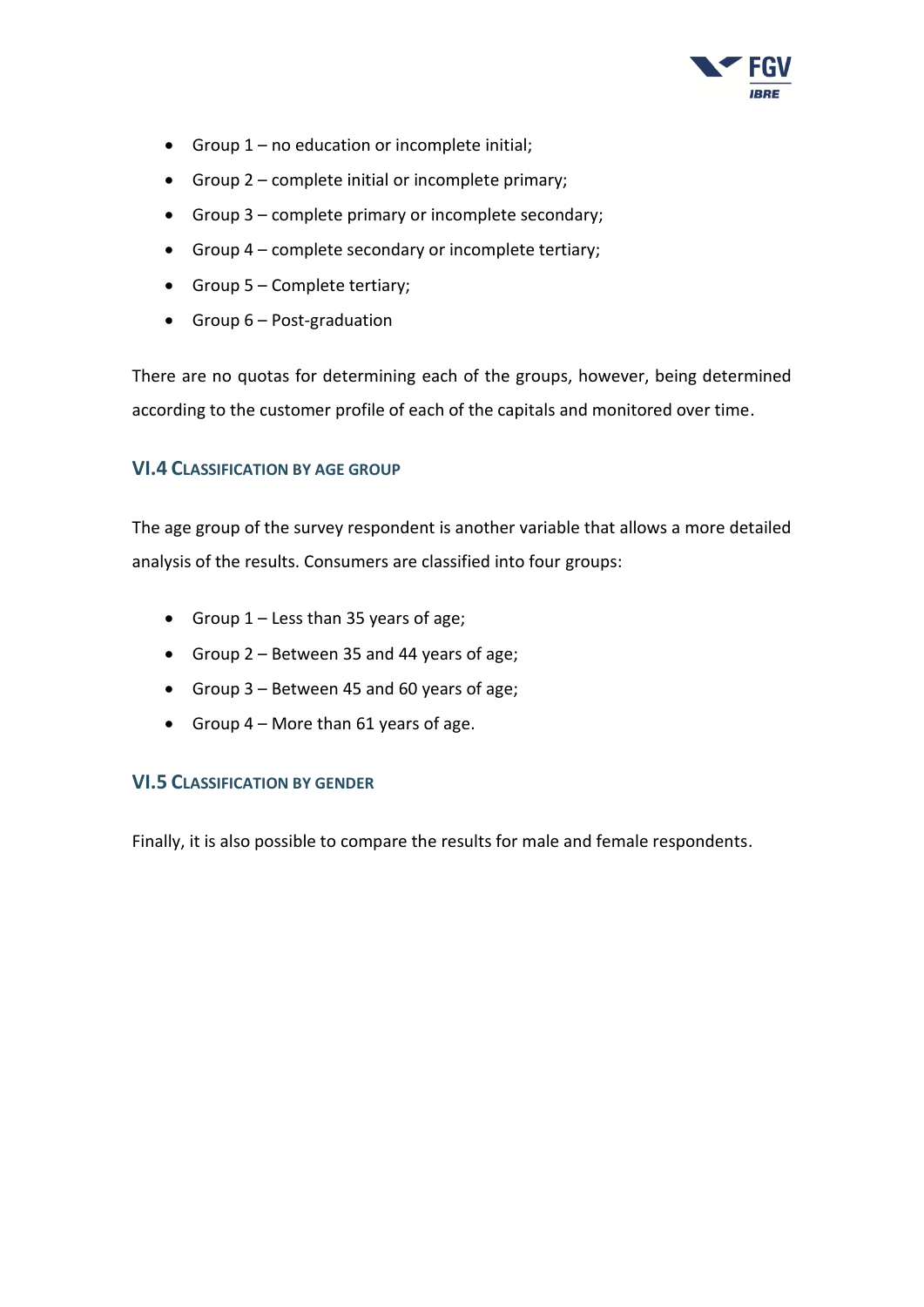- Group 1 – no education or incomplete initial;
- Group 2 – complete initial or incomplete primary;
- Group 3 – complete primary or incomplete secondary;
- Group 4 – complete secondary or incomplete tertiary;
- Group 5 – Complete tertiary;
- Group 6 – Post-graduation

There are no quotas for determining each of the groups, however, being determined according to the customer profile of each of the capitals and monitored over time.

### VI.4 Classification by Age Group

The age group of the survey respondent is another variable that allows a more detailed analysis of the results. Consumers are classified into four groups:

- Group 1 – Less than 35 years of age;
- Group 2 – Between 35 and 44 years of age;
- Group 3 – Between 45 and 60 years of age;
- Group 4 – More than 61 years of age.

### VI.5 Classification by Gender

Finally, it is also possible to compare the results for male and female respondents.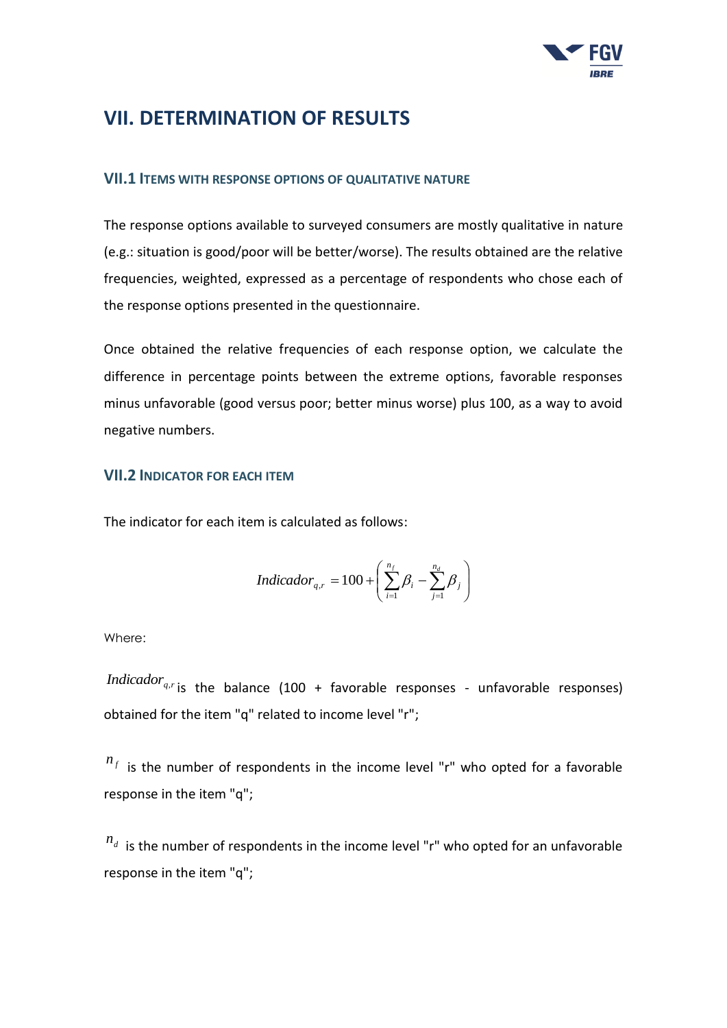# VII. DETERMINATION OF RESULTS

## VII.1 Items with response options of qualitative nature

The response options available to surveyed consumers are mostly qualitative in nature (e.g.: situation is good/poor will be better/worse). The results obtained are the relative frequencies, weighted, expressed as a percentage of respondents who chose each of the response options presented in the questionnaire.

Once obtained the relative frequencies of each response option, we calculate the difference in percentage points between the extreme options, favorable responses minus unfavorable (good versus poor; better minus worse) plus 100, as a way to avoid negative numbers.

## VII.2 Indicator for each item

The indicator for each item is calculated as follows:

$$Indicador_{q,r} = 100 + \left( \sum_{i=1}^{n_f} \beta_i - \sum_{j=1}^{n_d} \beta_j \right)$$

Where:

$Indicador_{q,r}$ is the balance (100 + favorable responses - unfavorable responses) obtained for the item "q" related to income level "r";

$n_f$ is the number of respondents in the income level "r" who opted for a favorable response in the item "q";

$n_d$ is the number of respondents in the income level "r" who opted for an unfavorable response in the item "q";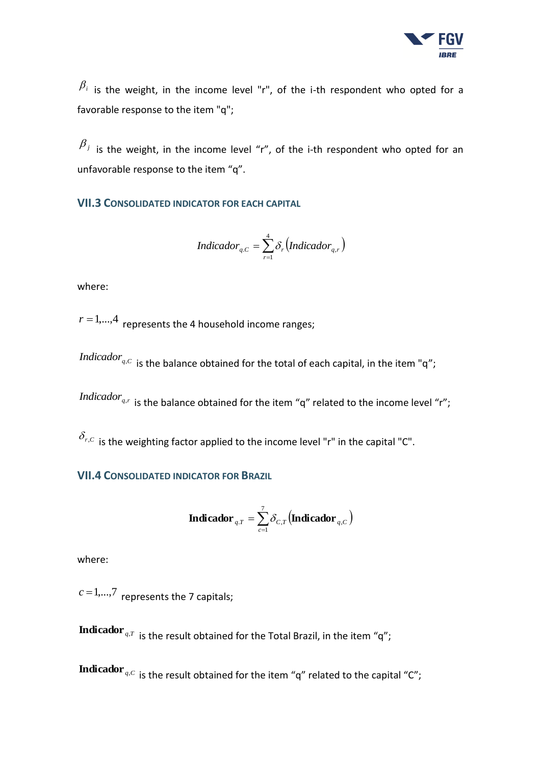$\beta_i$ is the weight, in the income level "r", of the i-th respondent who opted for a favorable response to the item "q";

$\beta_j$ is the weight, in the income level “r”, of the i-th respondent who opted for an unfavorable response to the item “q”.

### VII.3 Consolidated indicator for each capital

$$Indicador_{q.C} = \sum_{r=1}^{4} \delta_r \left( Indicador_{q,r} \right)$$

where:

$r = 1,...,4$ represents the 4 household income ranges;

$Indicador_{q,C}$ is the balance obtained for the total of each capital, in the item "q";

$Indicador_{q,r}$ is the balance obtained for the item “q” related to the income level “r”;

$\delta_{r,C}$ is the weighting factor applied to the income level "r" in the capital "C".

### VII.4 Consolidated indicator for Brazil

$$\mathbf{Indicador}_{q.T} = \sum_{c=1}^{7} \delta_{C,T} \left( \mathbf{Indicador}_{q,C} \right)$$

where:

$c = 1,...,7$ represents the 7 capitals;

$\mathbf{Indicador}_{q,T}$ is the result obtained for the Total Brazil, in the item “q”;

$\mathbf{Indicador}_{q,C}$ is the result obtained for the item “q” related to the capital “C”;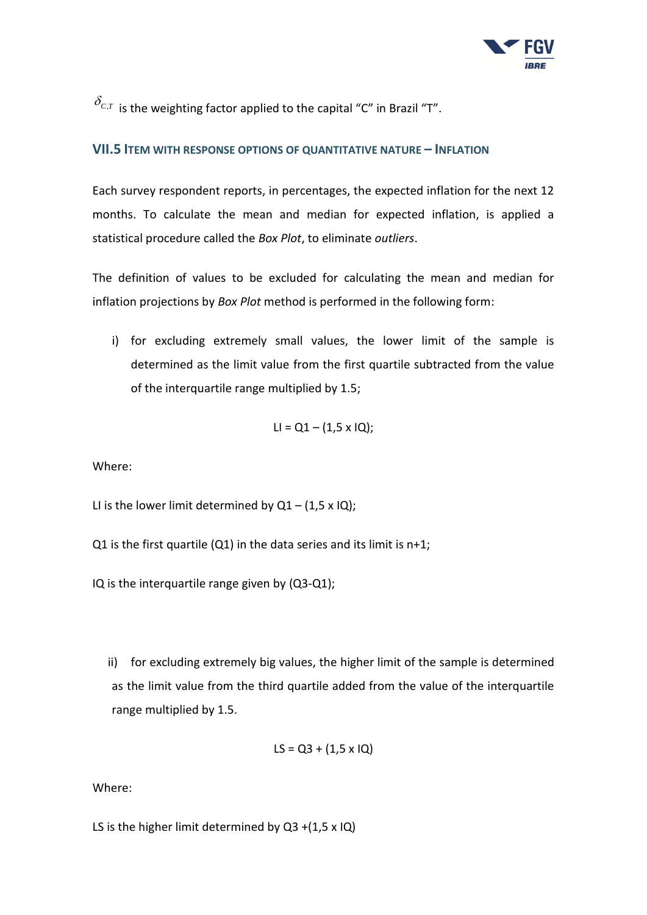$\delta_{C,T}$ is the weighting factor applied to the capital “C” in Brazil “T”.

## VII.5 Item with response options of quantitative nature – Inflation

Each survey respondent reports, in percentages, the expected inflation for the next 12 months. To calculate the mean and median for expected inflation, is applied a statistical procedure called the *Box Plot*, to eliminate *outliers*.

The definition of values to be excluded for calculating the mean and median for inflation projections by *Box Plot* method is performed in the following form:

i) for excluding extremely small values, the lower limit of the sample is determined as the limit value from the first quartile subtracted from the value of the interquartile range multiplied by 1.5;

$$LI = Q1 - (1{,}5 \times IQ);$$

Where:

LI is the lower limit determined by Q1 – (1,5 x IQ);

Q1 is the first quartile (Q1) in the data series and its limit is n+1;

IQ is the interquartile range given by (Q3-Q1);

ii) for excluding extremely big values, the higher limit of the sample is determined as the limit value from the third quartile added from the value of the interquartile range multiplied by 1.5.

$$LS = Q3 + (1{,}5 \times IQ)$$

Where:

LS is the higher limit determined by Q3 +(1,5 x IQ)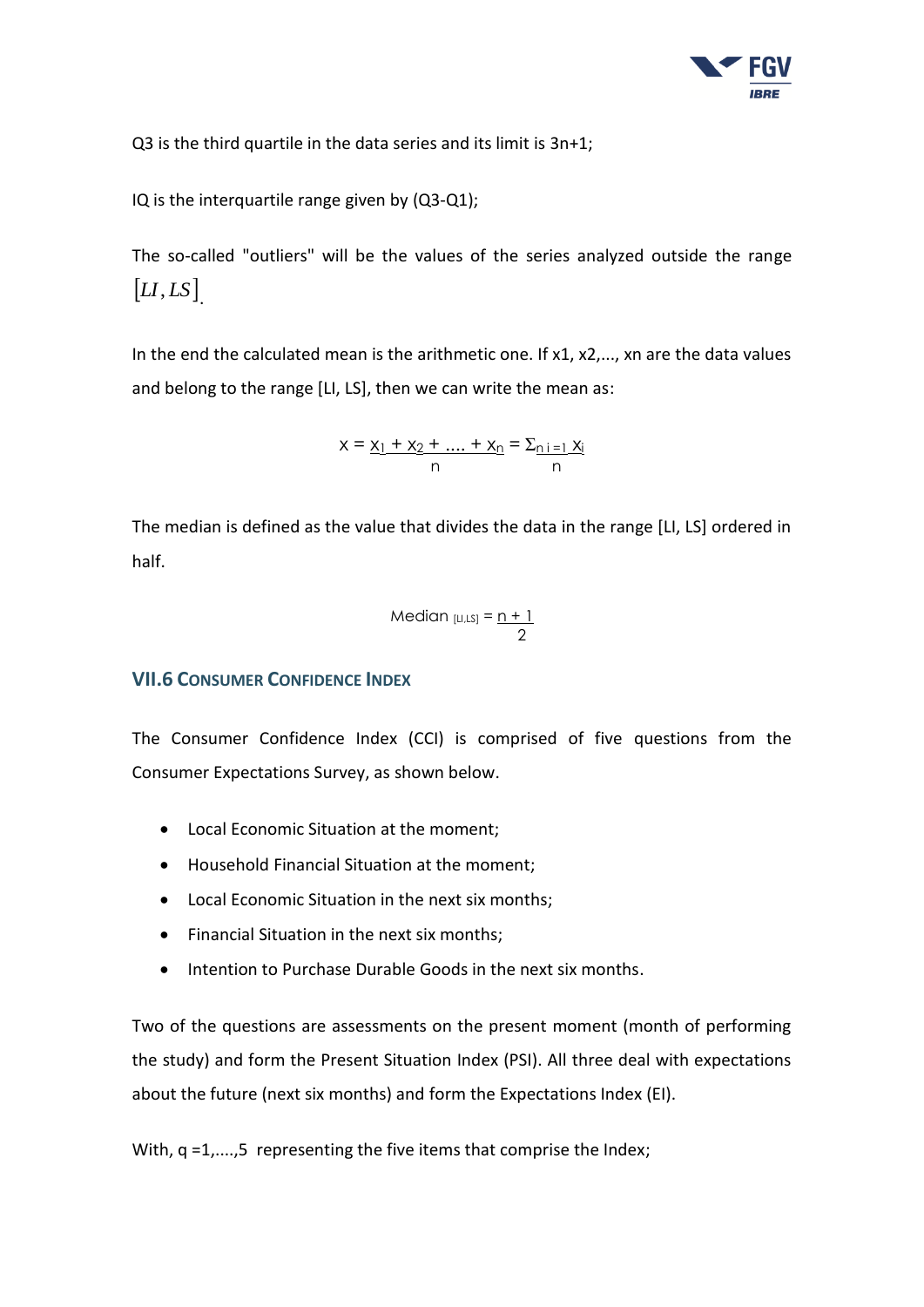Q3 is the third quartile in the data series and its limit is 3n+1;

IQ is the interquartile range given by (Q3-Q1);

The so-called "outliers" will be the values of the series analyzed outside the range $[LI, LS]$.

In the end the calculated mean is the arithmetic one. If x1, x2,..., xn are the data values and belong to the range [LI, LS], then we can write the mean as:

$$x = \frac{x_1 + x_2 + .... + x_n}{n} = \frac{\Sigma_{n\ i=1}\ x_i}{n}$$

The median is defined as the value that divides the data in the range [LI, LS] ordered in half.

$$\text{Median}_{[LI,LS]} = \frac{n+1}{2}$$

### VII.6 Consumer Confidence Index

The Consumer Confidence Index (CCI) is comprised of five questions from the Consumer Expectations Survey, as shown below.

- Local Economic Situation at the moment;
- Household Financial Situation at the moment;
- Local Economic Situation in the next six months;
- Financial Situation in the next six months;
- Intention to Purchase Durable Goods in the next six months.

Two of the questions are assessments on the present moment (month of performing the study) and form the Present Situation Index (PSI). All three deal with expectations about the future (next six months) and form the Expectations Index (EI).

With, q =1,....,5 representing the five items that comprise the Index;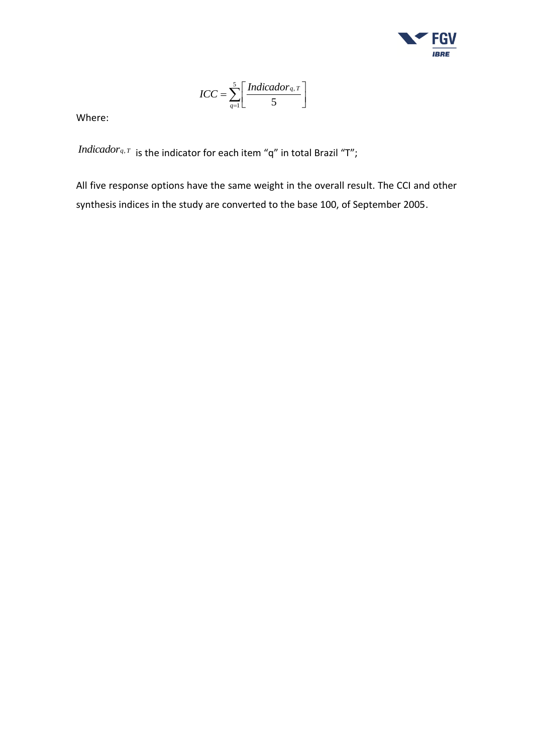$$ICC = \sum_{q=1}^{5} \left[ \frac{Indicador_{q,T}}{5} \right]$$

Where:

$Indicador_{q,T}$ is the indicator for each item “q” in total Brazil “T”;

All five response options have the same weight in the overall result. The CCI and other synthesis indices in the study are converted to the base 100, of September 2005.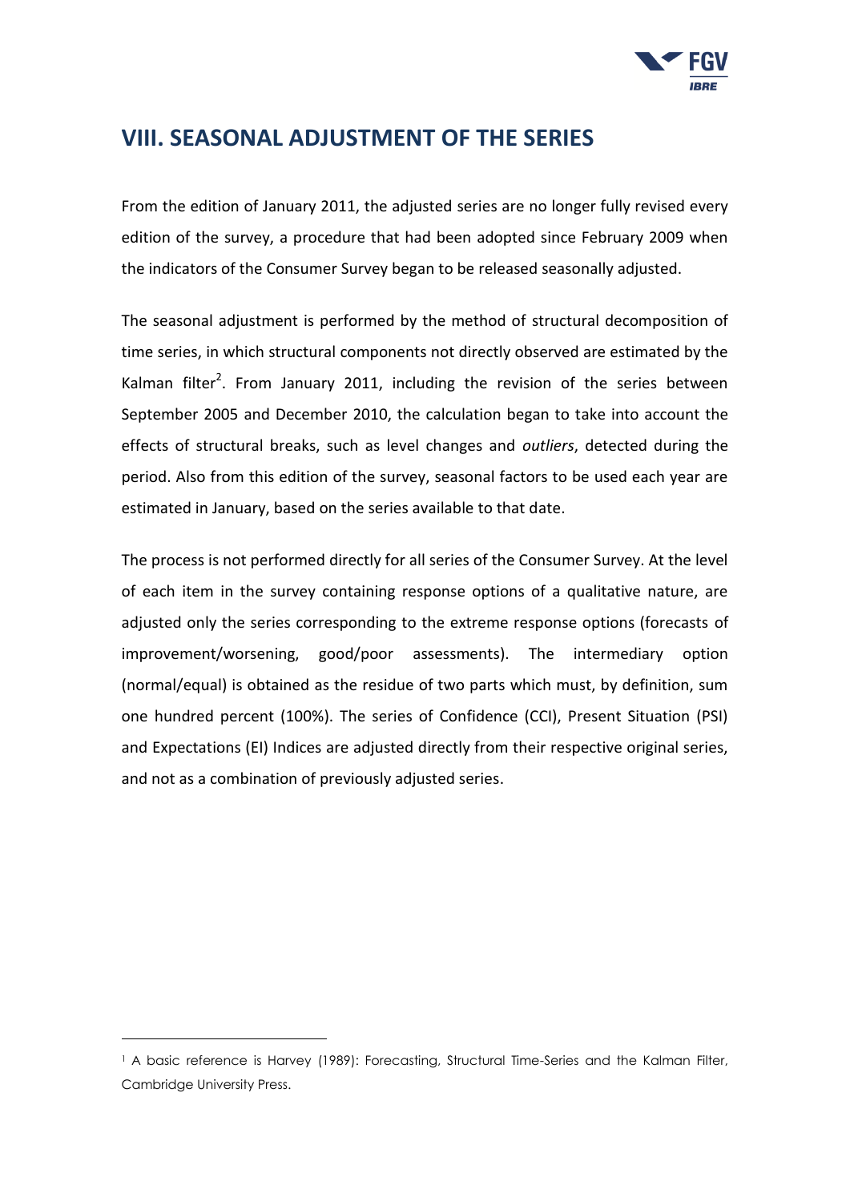## VIII. SEASONAL ADJUSTMENT OF THE SERIES

From the edition of January 2011, the adjusted series are no longer fully revised every edition of the survey, a procedure that had been adopted since February 2009 when the indicators of the Consumer Survey began to be released seasonally adjusted.

The seasonal adjustment is performed by the method of structural decomposition of time series, in which structural components not directly observed are estimated by the Kalman filter[2]. From January 2011, including the revision of the series between September 2005 and December 2010, the calculation began to take into account the effects of structural breaks, such as level changes and *outliers*, detected during the period. Also from this edition of the survey, seasonal factors to be used each year are estimated in January, based on the series available to that date.

The process is not performed directly for all series of the Consumer Survey. At the level of each item in the survey containing response options of a qualitative nature, are adjusted only the series corresponding to the extreme response options (forecasts of improvement/worsening, good/poor assessments). The intermediary option (normal/equal) is obtained as the residue of two parts which must, by definition, sum one hundred percent (100%). The series of Confidence (CCI), Present Situation (PSI) and Expectations (EI) Indices are adjusted directly from their respective original series, and not as a combination of previously adjusted series.

---

[1] A basic reference is Harvey (1989): Forecasting, Structural Time-Series and the Kalman Filter, Cambridge University Press.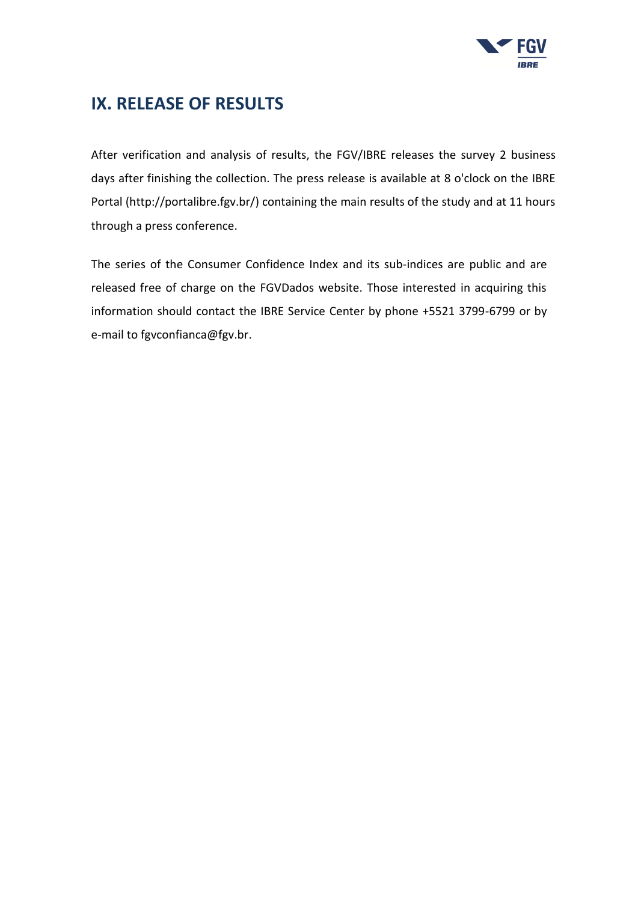# IX. RELEASE OF RESULTS

After verification and analysis of results, the FGV/IBRE releases the survey 2 business days after finishing the collection. The press release is available at 8 o'clock on the IBRE Portal (http://portalibre.fgv.br/) containing the main results of the study and at 11 hours through a press conference.

The series of the Consumer Confidence Index and its sub-indices are public and are released free of charge on the FGVDados website. Those interested in acquiring this information should contact the IBRE Service Center by phone +5521 3799-6799 or by e-mail to fgvconfianca@fgv.br.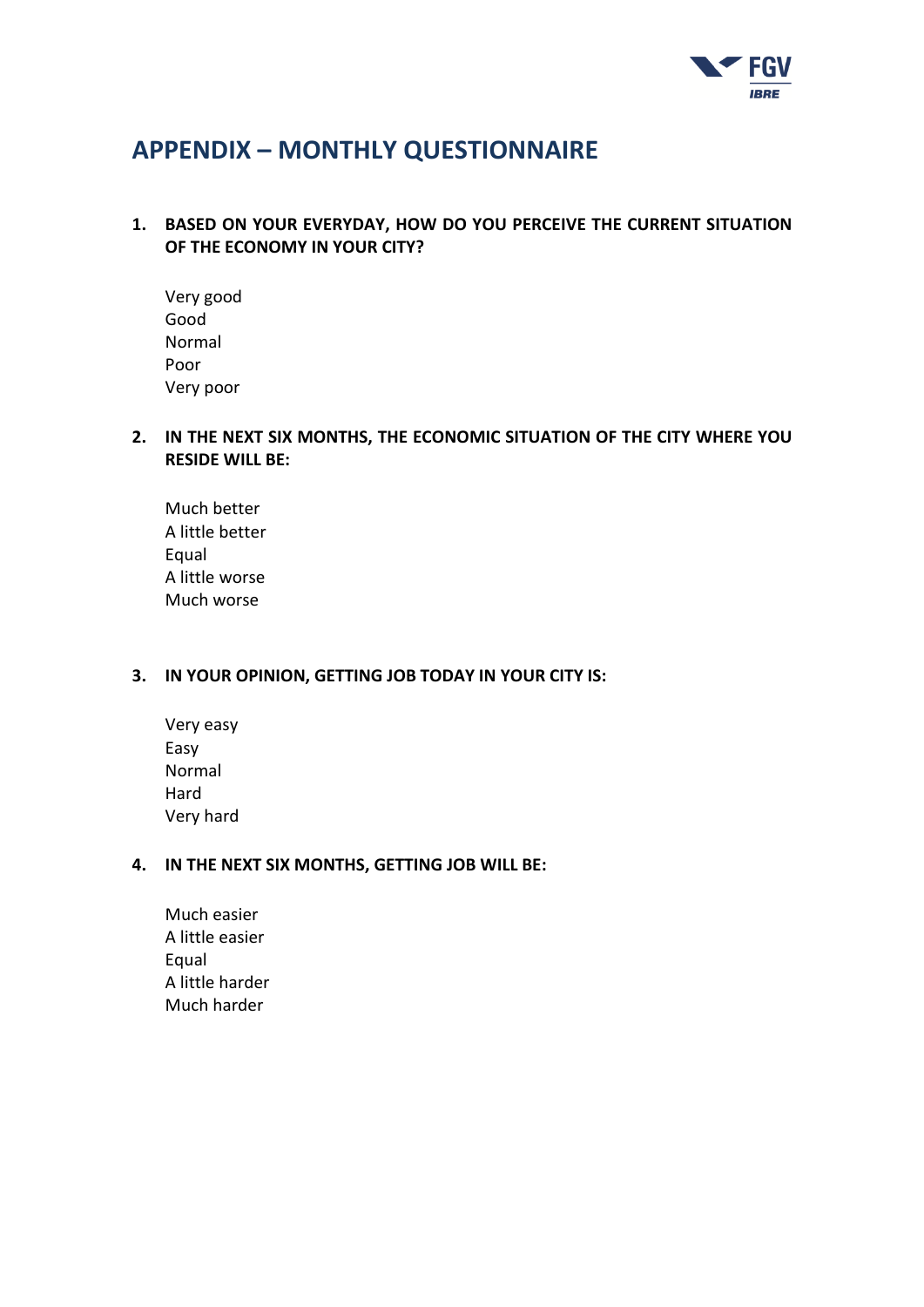# APPENDIX – MONTHLY QUESTIONNAIRE

**1. BASED ON YOUR EVERYDAY, HOW DO YOU PERCEIVE THE CURRENT SITUATION OF THE ECONOMY IN YOUR CITY?**

Very good
Good
Normal
Poor
Very poor

**2. IN THE NEXT SIX MONTHS, THE ECONOMIC SITUATION OF THE CITY WHERE YOU RESIDE WILL BE:**

Much better
A little better
Equal
A little worse
Much worse

**3. IN YOUR OPINION, GETTING JOB TODAY IN YOUR CITY IS:**

Very easy
Easy
Normal
Hard
Very hard

**4. IN THE NEXT SIX MONTHS, GETTING JOB WILL BE:**

Much easier
A little easier
Equal
A little harder
Much harder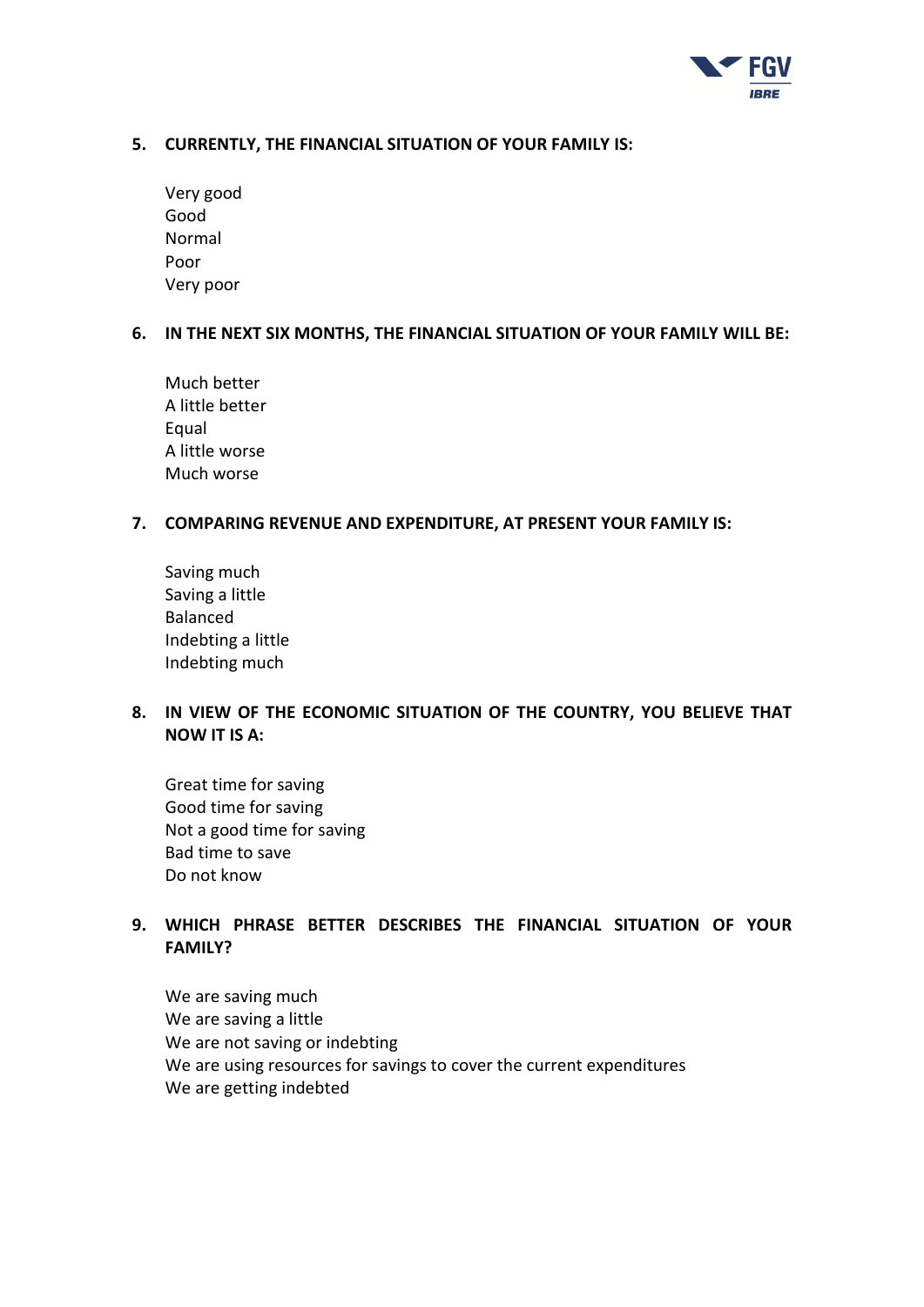**5. CURRENTLY, THE FINANCIAL SITUATION OF YOUR FAMILY IS:**

Very good
Good
Normal
Poor
Very poor

**6. IN THE NEXT SIX MONTHS, THE FINANCIAL SITUATION OF YOUR FAMILY WILL BE:**

Much better
A little better
Equal
A little worse
Much worse

**7. COMPARING REVENUE AND EXPENDITURE, AT PRESENT YOUR FAMILY IS:**

Saving much
Saving a little
Balanced
Indebting a little
Indebting much

**8. IN VIEW OF THE ECONOMIC SITUATION OF THE COUNTRY, YOU BELIEVE THAT NOW IT IS A:**

Great time for saving
Good time for saving
Not a good time for saving
Bad time to save
Do not know

**9. WHICH PHRASE BETTER DESCRIBES THE FINANCIAL SITUATION OF YOUR FAMILY?**

We are saving much
We are saving a little
We are not saving or indebting
We are using resources for savings to cover the current expenditures
We are getting indebted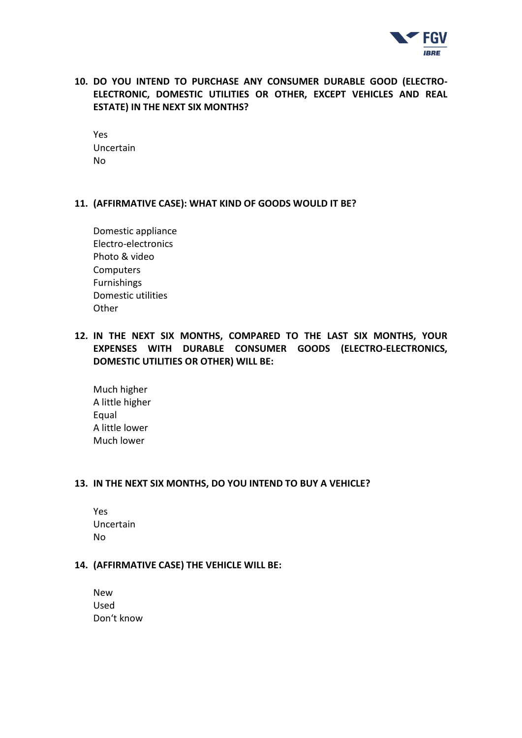**10. DO YOU INTEND TO PURCHASE ANY CONSUMER DURABLE GOOD (ELECTRO-ELECTRONIC, DOMESTIC UTILITIES OR OTHER, EXCEPT VEHICLES AND REAL ESTATE) IN THE NEXT SIX MONTHS?**

Yes
Uncertain
No

**11. (AFFIRMATIVE CASE): WHAT KIND OF GOODS WOULD IT BE?**

Domestic appliance
Electro-electronics
Photo & video
Computers
Furnishings
Domestic utilities
Other

**12. IN THE NEXT SIX MONTHS, COMPARED TO THE LAST SIX MONTHS, YOUR EXPENSES WITH DURABLE CONSUMER GOODS (ELECTRO-ELECTRONICS, DOMESTIC UTILITIES OR OTHER) WILL BE:**

Much higher
A little higher
Equal
A little lower
Much lower

**13. IN THE NEXT SIX MONTHS, DO YOU INTEND TO BUY A VEHICLE?**

Yes
Uncertain
No

**14. (AFFIRMATIVE CASE) THE VEHICLE WILL BE:**

New
Used
Don't know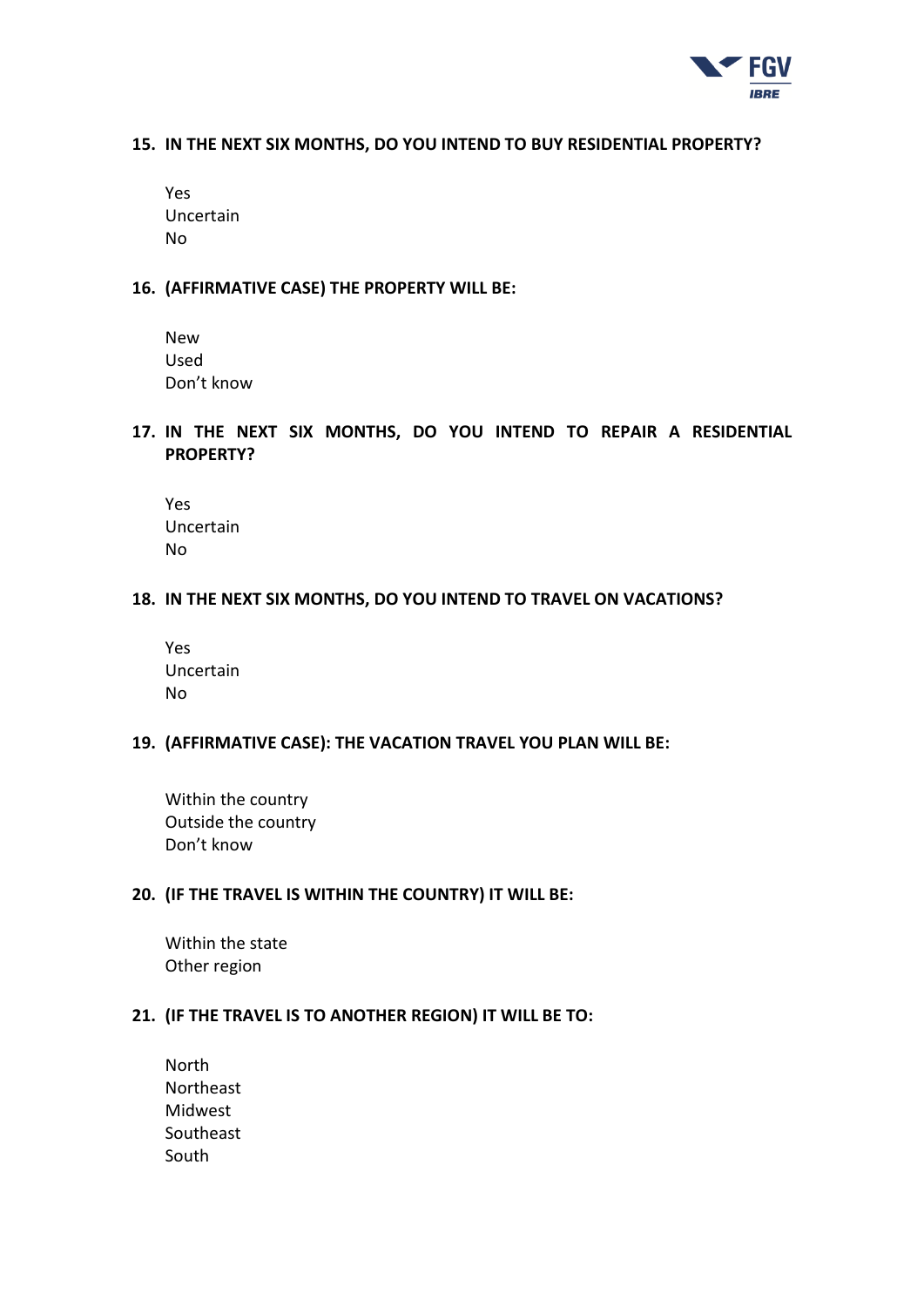**15. IN THE NEXT SIX MONTHS, DO YOU INTEND TO BUY RESIDENTIAL PROPERTY?**

Yes
Uncertain
No

**16. (AFFIRMATIVE CASE) THE PROPERTY WILL BE:**

New
Used
Don't know

**17. IN THE NEXT SIX MONTHS, DO YOU INTEND TO REPAIR A RESIDENTIAL PROPERTY?**

Yes
Uncertain
No

**18. IN THE NEXT SIX MONTHS, DO YOU INTEND TO TRAVEL ON VACATIONS?**

Yes
Uncertain
No

**19. (AFFIRMATIVE CASE): THE VACATION TRAVEL YOU PLAN WILL BE:**

Within the country
Outside the country
Don't know

**20. (IF THE TRAVEL IS WITHIN THE COUNTRY) IT WILL BE:**

Within the state
Other region

**21. (IF THE TRAVEL IS TO ANOTHER REGION) IT WILL BE TO:**

North
Northeast
Midwest
Southeast
South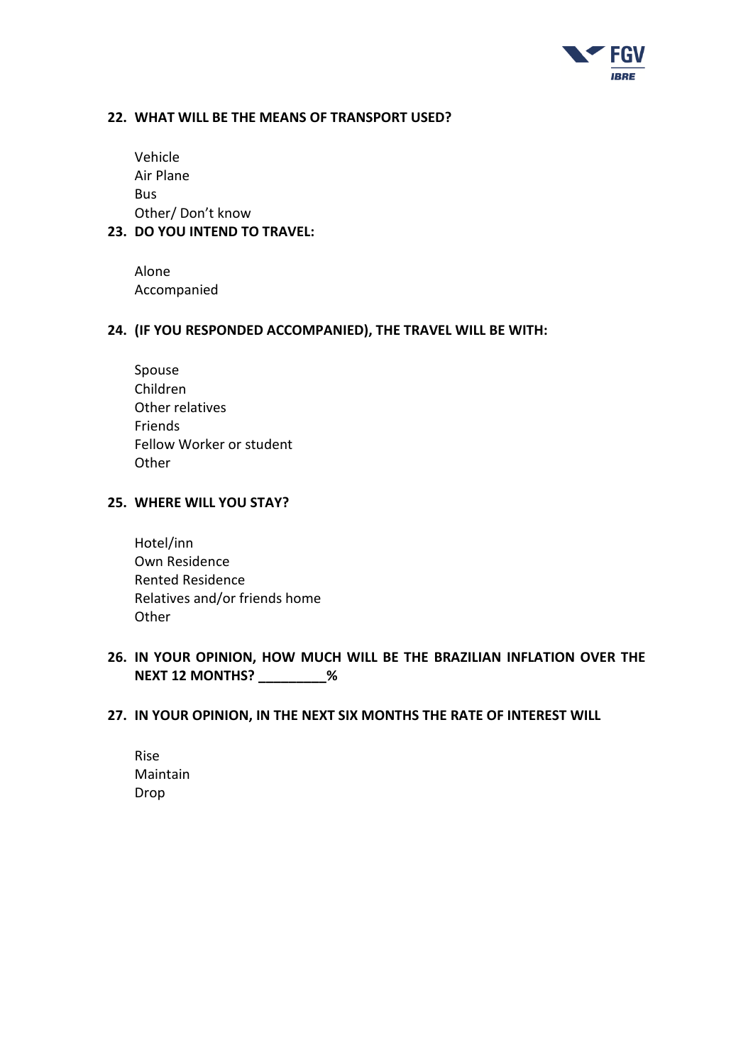**22. WHAT WILL BE THE MEANS OF TRANSPORT USED?**

Vehicle
Air Plane
Bus
Other/ Don't know

**23. DO YOU INTEND TO TRAVEL:**

Alone
Accompanied

**24. (IF YOU RESPONDED ACCOMPANIED), THE TRAVEL WILL BE WITH:**

Spouse
Children
Other relatives
Friends
Fellow Worker or student
Other

**25. WHERE WILL YOU STAY?**

Hotel/inn
Own Residence
Rented Residence
Relatives and/or friends home
Other

**26. IN YOUR OPINION, HOW MUCH WILL BE THE BRAZILIAN INFLATION OVER THE NEXT 12 MONTHS? _________%**

**27. IN YOUR OPINION, IN THE NEXT SIX MONTHS THE RATE OF INTEREST WILL**

Rise
Maintain
Drop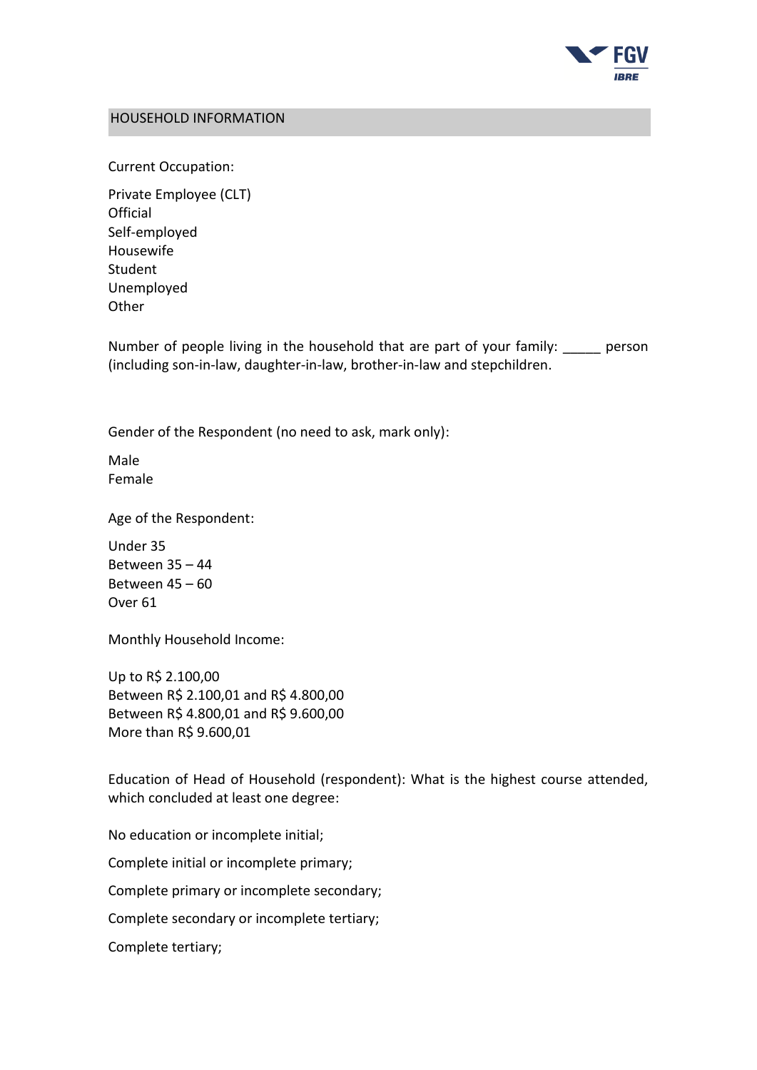## HOUSEHOLD INFORMATION

Current Occupation:

Private Employee (CLT)
Official
Self-employed
Housewife
Student
Unemployed
Other

Number of people living in the household that are part of your family: _____ person (including son-in-law, daughter-in-law, brother-in-law and stepchildren.

Gender of the Respondent (no need to ask, mark only):

Male
Female

Age of the Respondent:

Under 35
Between 35 – 44
Between 45 – 60
Over 61

Monthly Household Income:

Up to R$ 2.100,00
Between R$ 2.100,01 and R$ 4.800,00
Between R$ 4.800,01 and R$ 9.600,00
More than R$ 9.600,01

Education of Head of Household (respondent): What is the highest course attended, which concluded at least one degree:

No education or incomplete initial;

Complete initial or incomplete primary;

Complete primary or incomplete secondary;

Complete secondary or incomplete tertiary;

Complete tertiary;